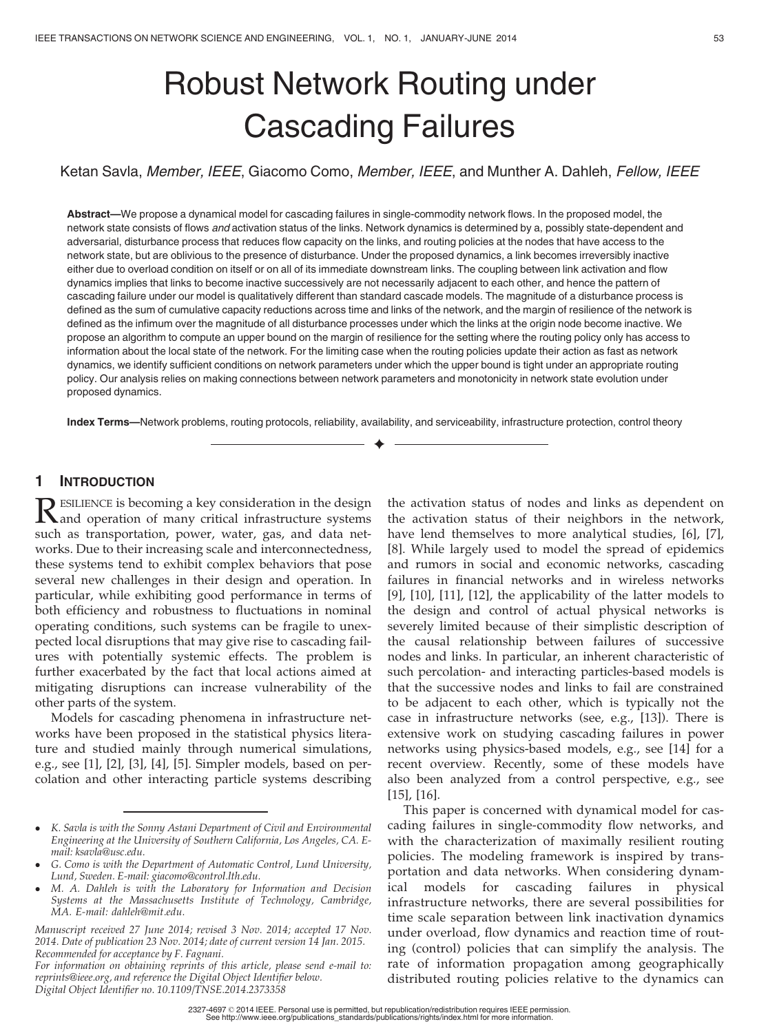# Robust Network Routing under Cascading Failures

Ketan Savla, *Member, IEEE*, Giacomo Como, *Member, IEEE*, and Munther A. Dahleh, *Fellow, IEEE*

**Abstract**—We propose a dynamical model for cascading failures in single-commodity network flows. In the proposed model, the network state consists of flows *and* activation status of the links. Network dynamics is determined by a, possibly state-dependent and adversarial, disturbance process that reduces flow capacity on the links, and routing policies at the nodes that have access to the network state, but are oblivious to the presence of disturbance. Under the proposed dynamics, a link becomes irreversibly inactive either due to overload condition on itself or on all of its immediate downstream links. The coupling between link activation and flow dynamics implies that links to become inactive successively are not necessarily adjacent to each other, and hence the pattern of cascading failure under our model is qualitatively different than standard cascade models. The magnitude of a disturbance process is defined as the sum of cumulative capacity reductions across time and links of the network, and the margin of resilience of the network is defined as the infimum over the magnitude of all disturbance processes under which the links at the origin node become inactive. We propose an algorithm to compute an upper bound on the margin of resilience for the setting where the routing policy only has access to information about the local state of the network. For the limiting case when the routing policies update their action as fast as network dynamics, we identify sufficient conditions on network parameters under which the upper bound is tight under an appropriate routing policy. Our analysis relies on making connections between network parameters and monotonicity in network state evolution under proposed dynamics.

**Index Terms**—Network problems, routing protocols, reliability, availability, and serviceability, infrastructure protection, control theory

## 1 Introduction

Resilience is becoming a key consideration in the design and operation of many critical infrastructure systems such as transportation, power, water, gas, and data networks. Due to their increasing scale and interconnectedness, these systems tend to exhibit complex behaviors that pose several new challenges in their design and operation. In particular, while exhibiting good performance in terms of both efficiency and robustness to fluctuations in nominal operating conditions, such systems can be fragile to unexpected local disruptions that may give rise to cascading failures with potentially systemic effects. The problem is further exacerbated by the fact that local actions aimed at mitigating disruptions can increase vulnerability of the other parts of the system.

Models for cascading phenomena in infrastructure networks have been proposed in the statistical physics literature and studied mainly through numerical simulations, e.g., see [1], [2], [3], [4], [5]. Simpler models, based on percolation and other interacting particle systems describing the activation status of nodes and links as dependent on the activation status of their neighbors in the network, have lend themselves to more analytical studies, [6], [7], [8]. While largely used to model the spread of epidemics and rumors in social and economic networks, cascading failures in financial networks and in wireless networks [9], [10], [11], [12], the applicability of the latter models to the design and control of actual physical networks is severely limited because of their simplistic description of the causal relationship between failures of successive nodes and links. In particular, an inherent characteristic of such percolation- and interacting particles-based models is that the successive nodes and links to fail are constrained to be adjacent to each other, which is typically not the case in infrastructure networks (see, e.g., [13]). There is extensive work on studying cascading failures in power networks using physics-based models, e.g., see [14] for a recent overview. Recently, some of these models have also been analyzed from a control perspective, e.g., see [15], [16].

This paper is concerned with dynamical model for cascading failures in single-commodity flow networks, and with the characterization of maximally resilient routing policies. The modeling framework is inspired by transportation and data networks. When considering dynamical models for cascading failures in physical infrastructure networks, there are several possibilities for time scale separation between link inactivation dynamics under overload, flow dynamics and reaction time of routing (control) policies that can simplify the analysis. The rate of information propagation among geographically distributed routing policies relative to the dynamics can

---

- *K. Savla is with the Sonny Astani Department of Civil and Environmental Engineering at the University of Southern California, Los Angeles, CA. E-mail: ksavla@usc.edu.*
- *G. Como is with the Department of Automatic Control, Lund University, Lund, Sweden. E-mail: giacomo@control.lth.edu.*
- *M. A. Dahleh is with the Laboratory for Information and Decision Systems at the Massachusetts Institute of Technology, Cambridge, MA. E-mail: dahleh@mit.edu.*

*Manuscript received 27 June 2014; revised 3 Nov. 2014; accepted 17 Nov. 2014. Date of publication 23 Nov. 2014; date of current version 14 Jan. 2015. Recommended for acceptance by F. Fagnani.*
*For information on obtaining reprints of this article, please send e-mail to: reprints@ieee.org, and reference the Digital Object Identifier below.*
*Digital Object Identifier no. 10.1109/TNSE.2014.2373358*

2327-4697 © 2014 IEEE. Personal use is permitted, but republication/redistribution requires IEEE permission.
See http://www.ieee.org/publications_standards/publications/rights/index.html for more information.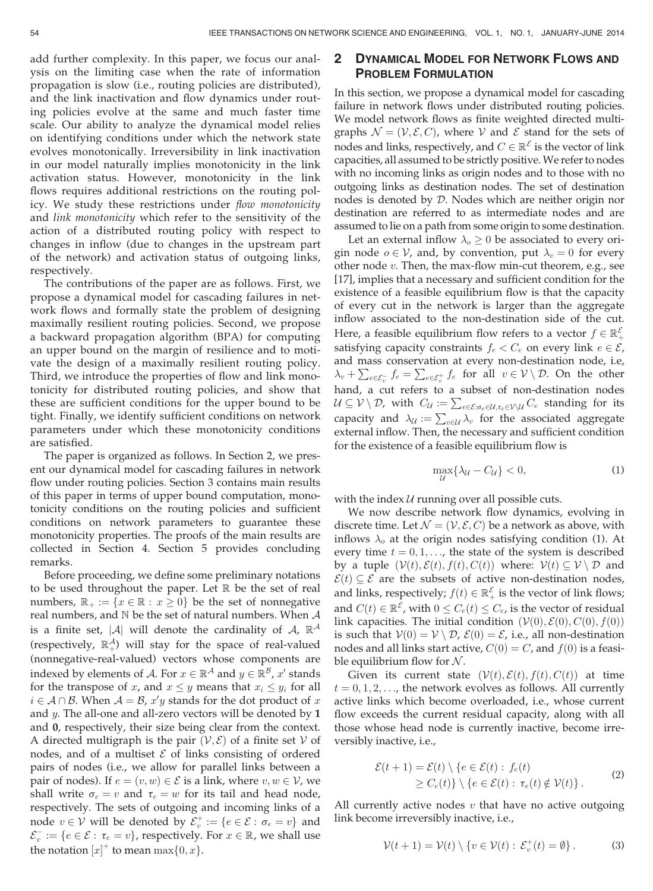add further complexity. In this paper, we focus our analysis on the limiting case when the rate of information propagation is slow (i.e., routing policies are distributed), and the link inactivation and flow dynamics under routing policies evolve at the same and much faster time scale. Our ability to analyze the dynamical model relies on identifying conditions under which the network state evolves monotonically. Irreversibility in link inactivation in our model naturally implies monotonicity in the link activation status. However, monotonicity in the link flows requires additional restrictions on the routing policy. We study these restrictions under *flow monotonicity* and *link monotonicity* which refer to the sensitivity of the action of a distributed routing policy with respect to changes in inflow (due to changes in the upstream part of the network) and activation status of outgoing links, respectively.

The contributions of the paper are as follows. First, we propose a dynamical model for cascading failures in network flows and formally state the problem of designing maximally resilient routing policies. Second, we propose a backward propagation algorithm (BPA) for computing an upper bound on the margin of resilience and to motivate the design of a maximally resilient routing policy. Third, we introduce the properties of flow and link monotonicity for distributed routing policies, and show that these are sufficient conditions for the upper bound to be tight. Finally, we identify sufficient conditions on network parameters under which these monotonicity conditions are satisfied.

The paper is organized as follows. In Section 2, we present our dynamical model for cascading failures in network flow under routing policies. Section 3 contains main results of this paper in terms of upper bound computation, monotonicity conditions on the routing policies and sufficient conditions on network parameters to guarantee these monotonicity properties. The proofs of the main results are collected in Section 4. Section 5 provides concluding remarks.

Before proceeding, we define some preliminary notations to be used throughout the paper. Let $\mathbb{R}$ be the set of real numbers, $\mathbb{R}_+ := \{x \in \mathbb{R} : x \geq 0\}$ be the set of nonnegative real numbers, and $\mathbb{N}$ be the set of natural numbers. When $\mathcal{A}$ is a finite set, $|\mathcal{A}|$ will denote the cardinality of $\mathcal{A}$, $\mathbb{R}^{\mathcal{A}}$ (respectively, $\mathbb{R}_+^{\mathcal{A}}$) will stay for the space of real-valued (nonnegative-real-valued) vectors whose components are indexed by elements of $\mathcal{A}$. For $x \in \mathbb{R}^{\mathcal{A}}$ and $y \in \mathbb{R}^{\mathcal{B}}$, $x'$ stands for the transpose of $x$, and $x \leq y$ means that $x_i \leq y_i$ for all $i \in \mathcal{A} \cap \mathcal{B}$. When $\mathcal{A} = \mathcal{B}$, $x'y$ stands for the dot product of $x$ and $y$. The all-one and all-zero vectors will be denoted by $\mathbf{1}$ and $\mathbf{0}$, respectively, their size being clear from the context. A directed multigraph is the pair $(\mathcal{V}, \mathcal{E})$ of a finite set $\mathcal{V}$ of nodes, and of a multiset $\mathcal{E}$ of links consisting of ordered pairs of nodes (i.e., we allow for parallel links between a pair of nodes). If $e = (v, w) \in \mathcal{E}$ is a link, where $v, w \in \mathcal{V}$, we shall write $\sigma_e = v$ and $\tau_e = w$ for its tail and head node, respectively. The sets of outgoing and incoming links of a node $v \in \mathcal{V}$ will be denoted by $\mathcal{E}_v^+ := \{e \in \mathcal{E} : \sigma_e = v\}$ and $\mathcal{E}_v^- := \{e \in \mathcal{E} : \tau_e = v\}$, respectively. For $x \in \mathbb{R}$, we shall use the notation $[x]^+$ to mean $\max\{0, x\}$.

## 2 Dynamical Model for Network Flows and Problem Formulation

In this section, we propose a dynamical model for cascading failure in network flows under distributed routing policies. We model network flows as finite weighted directed multigraphs $\mathcal{N} = (\mathcal{V}, \mathcal{E}, C)$, where $\mathcal{V}$ and $\mathcal{E}$ stand for the sets of nodes and links, respectively, and $C \in \mathbb{R}^{\mathcal{E}}$ is the vector of link capacities, all assumed to be strictly positive. We refer to nodes with no incoming links as origin nodes and to those with no outgoing links as destination nodes. The set of destination nodes is denoted by $\mathcal{D}$. Nodes which are neither origin nor destination are referred to as intermediate nodes and are assumed to lie on a path from some origin to some destination.

Let an external inflow $\lambda_o \geq 0$ be associated to every origin node $o \in \mathcal{V}$, and, by convention, put $\lambda_v = 0$ for every other node $v$. Then, the max-flow min-cut theorem, e.g., see [17], implies that a necessary and sufficient condition for the existence of a feasible equilibrium flow is that the capacity of every cut in the network is larger than the aggregate inflow associated to the non-destination side of the cut. Here, a feasible equilibrium flow refers to a vector $f \in \mathbb{R}_+^{\mathcal{E}}$ satisfying capacity constraints $f_e < C_e$ on every link $e \in \mathcal{E}$, and mass conservation at every non-destination node, i.e, $\lambda_v + \sum_{e \in \mathcal{E}_v^-} f_e = \sum_{e \in \mathcal{E}_v^+} f_e$ for all $v \in \mathcal{V} \setminus \mathcal{D}$. On the other hand, a cut refers to a subset of non-destination nodes $\mathcal{U} \subseteq \mathcal{V} \setminus \mathcal{D}$, with $C_{\mathcal{U}} := \sum_{e \in \mathcal{E} : \sigma_e \in \mathcal{U}, \tau_e \in \mathcal{V} \setminus \mathcal{U}} C_e$ standing for its capacity and $\lambda_{\mathcal{U}} := \sum_{v \in \mathcal{U}} \lambda_v$ for the associated aggregate external inflow. Then, the necessary and sufficient condition for the existence of a feasible equilibrium flow is

$$\max_{\mathcal{U}} \{\lambda_{\mathcal{U}} - C_{\mathcal{U}}\} < 0, \tag{1}$$

with the index $\mathcal{U}$ running over all possible cuts.

We now describe network flow dynamics, evolving in discrete time. Let $\mathcal{N} = (\mathcal{V}, \mathcal{E}, C)$ be a network as above, with inflows $\lambda_o$ at the origin nodes satisfying condition (1). At every time $t = 0, 1, \ldots$, the state of the system is described by a tuple $(\mathcal{V}(t), \mathcal{E}(t), f(t), C(t))$ where: $\mathcal{V}(t) \subseteq \mathcal{V} \setminus \mathcal{D}$ and $\mathcal{E}(t) \subseteq \mathcal{E}$ are the subsets of active non-destination nodes, and links, respectively; $f(t) \in \mathbb{R}_+^{\mathcal{E}}$ is the vector of link flows; and $C(t) \in \mathbb{R}^{\mathcal{E}}$, with $0 \leq C_e(t) \leq C_e$, is the vector of residual link capacities. The initial condition $(\mathcal{V}(0), \mathcal{E}(0), C(0), f(0))$ is such that $\mathcal{V}(0) = \mathcal{V} \setminus \mathcal{D}$, $\mathcal{E}(0) = \mathcal{E}$, i.e., all non-destination nodes and all links start active, $C(0) = C$, and $f(0)$ is a feasible equilibrium flow for $\mathcal{N}$.

Given its current state $(\mathcal{V}(t), \mathcal{E}(t), f(t), C(t))$ at time $t = 0, 1, 2, \ldots$, the network evolves as follows. All currently active links which become overloaded, i.e., whose current flow exceeds the current residual capacity, along with all those whose head node is currently inactive, become irreversibly inactive, i.e.,

$$\mathcal{E}(t+1) = \mathcal{E}(t) \setminus \{e \in \mathcal{E}(t) : f_e(t) \geq C_e(t)\} \setminus \{e \in \mathcal{E}(t) : \tau_e(t) \notin \mathcal{V}(t)\}. \tag{2}$$

All currently active nodes $v$ that have no active outgoing link become irreversibly inactive, i.e.,

$$\mathcal{V}(t+1) = \mathcal{V}(t) \setminus \{v \in \mathcal{V}(t) : \mathcal{E}_v^+(t) = \emptyset\}. \tag{3}$$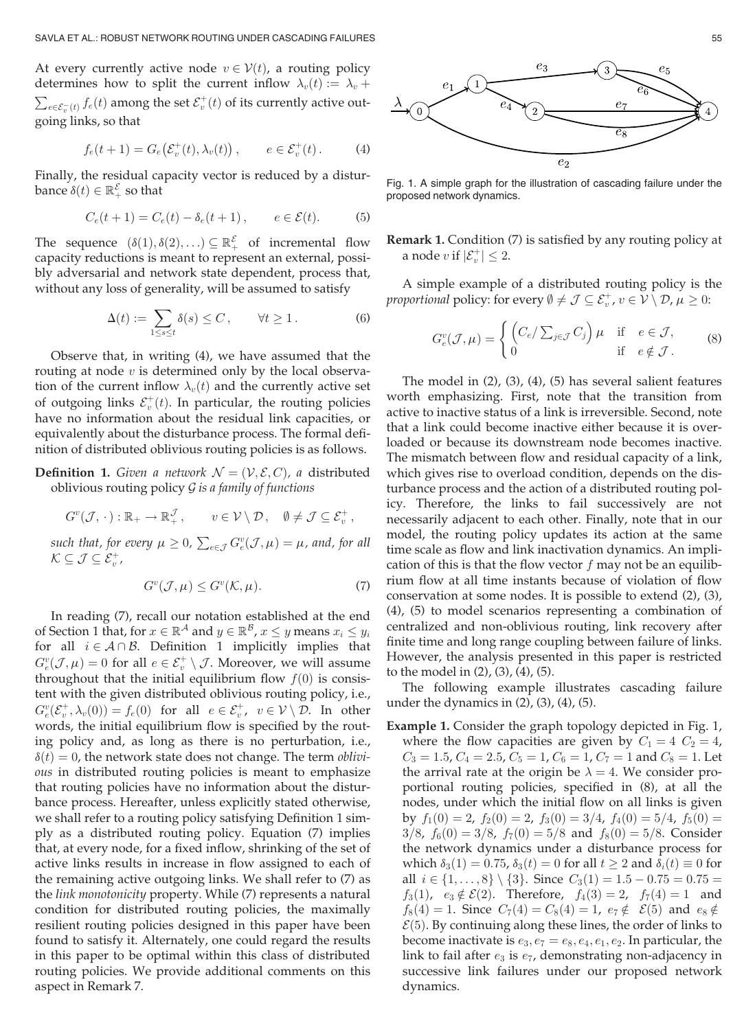At every currently active node $v \in \mathcal{V}(t)$, a routing policy determines how to split the current inflow $\lambda_v(t) := \lambda_v + \sum_{e \in \mathcal{E}_v^-(t)} f_e(t)$ among the set $\mathcal{E}_v^+(t)$ of its currently active outgoing links, so that

$$f_e(t+1) = G_e\left(\mathcal{E}_v^+(t), \lambda_v(t)\right), \qquad e \in \mathcal{E}_v^+(t). \tag{4}$$

Finally, the residual capacity vector is reduced by a disturbance $\delta(t) \in \mathbb{R}_+^{\mathcal{E}}$ so that

$$C_e(t+1) = C_e(t) - \delta_e(t+1), \qquad e \in \mathcal{E}(t). \tag{5}$$

The sequence $(\delta(1), \delta(2), \ldots) \subseteq \mathbb{R}_+^{\mathcal{E}}$ of incremental flow capacity reductions is meant to represent an external, possibly adversarial and network state dependent, process that, without any loss of generality, will be assumed to satisfy

$$\Delta(t) := \sum_{1 \leq s \leq t} \delta(s) \leq C, \qquad \forall t \geq 1. \tag{6}$$

Observe that, in writing (4), we have assumed that the routing at node $v$ is determined only by the local observation of the current inflow $\lambda_v(t)$ and the currently active set of outgoing links $\mathcal{E}_v^+(t)$. In particular, the routing policies have no information about the residual link capacities, or equivalently about the disturbance process. The formal definition of distributed oblivious routing policies is as follows.

**Definition 1.** *Given a network $\mathcal{N} = (\mathcal{V}, \mathcal{E}, C)$, a* distributed oblivious routing policy $\mathcal{G}$ *is a family of functions*

$$G^v(\mathcal{J}, \cdot) : \mathbb{R}_+ \to \mathbb{R}_+^{\mathcal{J}}, \qquad v \in \mathcal{V} \setminus \mathcal{D}, \quad \emptyset \neq \mathcal{J} \subseteq \mathcal{E}_v^+,$$

*such that, for every $\mu \geq 0$, $\sum_{e \in \mathcal{J}} G_e^v(\mathcal{J}, \mu) = \mu$, and, for all $\mathcal{K} \subseteq \mathcal{J} \subseteq \mathcal{E}_v^+$,*

$$G^v(\mathcal{J}, \mu) \leq G^v(\mathcal{K}, \mu). \tag{7}$$

In reading (7), recall our notation established at the end of Section 1 that, for $x \in \mathbb{R}^{\mathcal{A}}$ and $y \in \mathbb{R}^{\mathcal{B}}$, $x \leq y$ means $x_i \leq y_i$ for all $i \in \mathcal{A} \cap \mathcal{B}$. Definition 1 implicitly implies that $G_e^v(\mathcal{J}, \mu) = 0$ for all $e \in \mathcal{E}_v^+ \setminus \mathcal{J}$. Moreover, we will assume throughout that the initial equilibrium flow $f(0)$ is consistent with the given distributed oblivious routing policy, i.e., $G_e^v(\mathcal{E}_v^+, \lambda_v(0)) = f_e(0)$ for all $e \in \mathcal{E}_v^+$, $v \in \mathcal{V} \setminus \mathcal{D}$. In other words, the initial equilibrium flow is specified by the routing policy and, as long as there is no perturbation, i.e., $\delta(t) = 0$, the network state does not change. The term *oblivious* in distributed routing policies is meant to emphasize that routing policies have no information about the disturbance process. Hereafter, unless explicitly stated otherwise, we shall refer to a routing policy satisfying Definition 1 simply as a distributed routing policy. Equation (7) implies that, at every node, for a fixed inflow, shrinking of the set of active links results in increase in flow assigned to each of the remaining active outgoing links. We shall refer to (7) as the *link monotonicity* property. While (7) represents a natural condition for distributed routing policies, the maximally resilient routing policies designed in this paper have been found to satisfy it. Alternately, one could regard the results in this paper to be optimal within this class of distributed routing policies. We provide additional comments on this aspect in Remark 7.

Fig. 1. A simple graph for the illustration of cascading failure under the proposed network dynamics.

**Remark 1.** Condition (7) is satisfied by any routing policy at a node $v$ if $|\mathcal{E}_v^+| \leq 2$.

A simple example of a distributed routing policy is the *proportional* policy: for every $\emptyset \neq \mathcal{J} \subseteq \mathcal{E}_v^+$, $v \in \mathcal{V} \setminus \mathcal{D}$, $\mu \geq 0$:

$$G_e^v(\mathcal{J}, \mu) = \begin{cases} \left(C_e / \sum_{j \in \mathcal{J}} C_j\right) \mu & \text{if} \quad e \in \mathcal{J}, \\ 0 & \text{if} \quad e \notin \mathcal{J}. \end{cases} \tag{8}$$

The model in (2), (3), (4), (5) has several salient features worth emphasizing. First, note that the transition from active to inactive status of a link is irreversible. Second, note that a link could become inactive either because it is overloaded or because its downstream node becomes inactive. The mismatch between flow and residual capacity of a link, which gives rise to overload condition, depends on the disturbance process and the action of a distributed routing policy. Therefore, the links to fail successively are not necessarily adjacent to each other. Finally, note that in our model, the routing policy updates its action at the same time scale as flow and link inactivation dynamics. An implication of this is that the flow vector $f$ may not be an equilibrium flow at all time instants because of violation of flow conservation at some nodes. It is possible to extend (2), (3), (4), (5) to model scenarios representing a combination of centralized and non-oblivious routing, link recovery after finite time and long range coupling between failure of links. However, the analysis presented in this paper is restricted to the model in (2), (3), (4), (5).

The following example illustrates cascading failure under the dynamics in (2), (3), (4), (5).

**Example 1.** Consider the graph topology depicted in Fig. 1, where the flow capacities are given by $C_1 = 4$ $C_2 = 4$, $C_3 = 1.5$, $C_4 = 2.5$, $C_5 = 1$, $C_6 = 1$, $C_7 = 1$ and $C_8 = 1$. Let the arrival rate at the origin be $\lambda = 4$. We consider proportional routing policies, specified in (8), at all the nodes, under which the initial flow on all links is given by $f_1(0) = 2$, $f_2(0) = 2$, $f_3(0) = 3/4$, $f_4(0) = 5/4$, $f_5(0) = 3/8$, $f_6(0) = 3/8$, $f_7(0) = 5/8$ and $f_8(0) = 5/8$. Consider the network dynamics under a disturbance process for which $\delta_3(1) = 0.75$, $\delta_3(t) = 0$ for all $t \geq 2$ and $\delta_i(t) \equiv 0$ for all $i \in \{1, \ldots, 8\} \setminus \{3\}$. Since $C_3(1) = 1.5 - 0.75 = 0.75 = f_3(1)$, $e_3 \notin \mathcal{E}(2)$. Therefore, $f_4(3) = 2$, $f_7(4) = 1$ and $f_8(4) = 1$. Since $C_7(4) = C_8(4) = 1$, $e_7 \notin \mathcal{E}(5)$ and $e_8 \notin \mathcal{E}(5)$. By continuing along these lines, the order of links to become inactivate is $e_3, e_7 = e_8, e_4, e_1, e_2$. In particular, the link to fail after $e_3$ is $e_7$, demonstrating non-adjacency in successive link failures under our proposed network dynamics.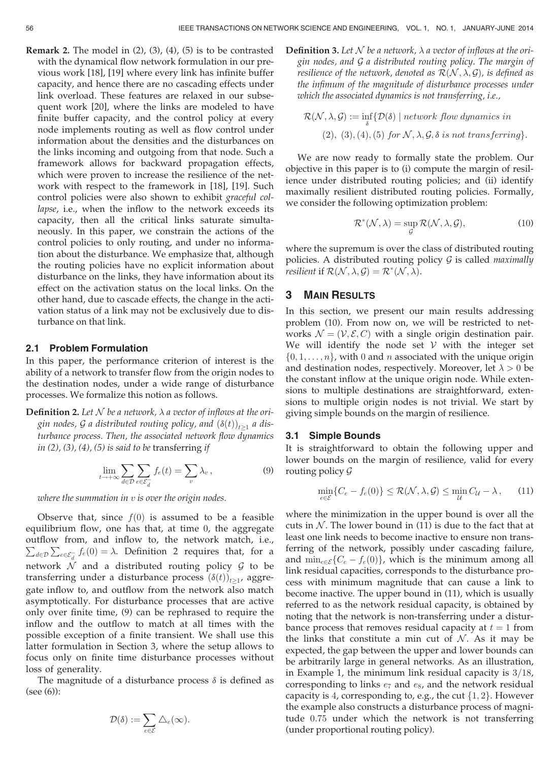**Remark 2.** The model in (2), (3), (4), (5) is to be contrasted with the dynamical flow network formulation in our previous work [18], [19] where every link has infinite buffer capacity, and hence there are no cascading effects under link overload. These features are relaxed in our subsequent work [20], where the links are modeled to have finite buffer capacity, and the control policy at every node implements routing as well as flow control under information about the densities and the disturbances on the links incoming and outgoing from that node. Such a framework allows for backward propagation effects, which were proven to increase the resilience of the network with respect to the framework in [18], [19]. Such control policies were also shown to exhibit *graceful collapse*, i.e., when the inflow to the network exceeds its capacity, then all the critical links saturate simultaneously. In this paper, we constrain the actions of the control policies to only routing, and under no information about the disturbance. We emphasize that, although the routing policies have no explicit information about disturbance on the links, they have information about its effect on the activation status on the local links. On the other hand, due to cascade effects, the change in the activation status of a link may not be exclusively due to disturbance on that link.

## 2.1 Problem Formulation

In this paper, the performance criterion of interest is the ability of a network to transfer flow from the origin nodes to the destination nodes, under a wide range of disturbance processes. We formalize this notion as follows.

**Definition 2.** *Let $\mathcal{N}$ be a network, $\lambda$ a vector of inflows at the origin nodes, $\mathcal{G}$ a distributed routing policy, and $(\delta(t))_{t\geq 1}$ a disturbance process. Then, the associated network flow dynamics in (2), (3), (4), (5) is said to be* transferring *if*

$$\lim_{t\to+\infty}\sum_{d\in\mathcal{D}}\sum_{e\in\mathcal{E}_d^-} f_e(t) = \sum_v \lambda_v\,, \tag{9}$$

*where the summation in $v$ is over the origin nodes.*

Observe that, since $f(0)$ is assumed to be a feasible equilibrium flow, one has that, at time 0, the aggregate outflow from, and inflow to, the network match, i.e., $\sum_{d\in\mathcal{D}}\sum_{e\in\mathcal{E}_d^-} f_e(0) = \lambda$. Definition 2 requires that, for a network $\mathcal{N}$ and a distributed routing policy $\mathcal{G}$ to be transferring under a disturbance process $(\delta(t))_{t\geq 1}$, aggregate inflow to, and outflow from the network also match asymptotically. For disturbance processes that are active only over finite time, (9) can be rephrased to require the inflow and the outflow to match at all times with the possible exception of a finite transient. We shall use this latter formulation in Section 3, where the setup allows to focus only on finite time disturbance processes without loss of generality.

The magnitude of a disturbance process $\delta$ is defined as (see (6)):

$$\mathcal{D}(\delta) := \sum_{e\in\mathcal{E}} \triangle_e(\infty).$$

**Definition 3.** *Let $\mathcal{N}$ be a network, $\lambda$ a vector of inflows at the origin nodes, and $\mathcal{G}$ a distributed routing policy. The margin of resilience of the network, denoted as $\mathcal{R}(\mathcal{N},\lambda,\mathcal{G})$, is defined as the infimum of the magnitude of disturbance processes under which the associated dynamics is not transferring, i.e.,*

$$\mathcal{R}(\mathcal{N},\lambda,\mathcal{G}) := \inf_{\delta}\{\mathcal{D}(\delta) \mid \textit{network flow dynamics in } (2),\ (3), (4), (5) \textit{ for } \mathcal{N},\lambda,\mathcal{G},\delta \textit{ is not transferring}\}.$$

We are now ready to formally state the problem. Our objective in this paper is to (i) compute the margin of resilience under distributed routing policies; and (ii) identify maximally resilient distributed routing policies. Formally, we consider the following optimization problem:

$$\mathcal{R}^*(\mathcal{N},\lambda) = \sup_{\mathcal{G}} \mathcal{R}(\mathcal{N},\lambda,\mathcal{G}), \tag{10}$$

where the supremum is over the class of distributed routing policies. A distributed routing policy $\mathcal{G}$ is called *maximally resilient* if $\mathcal{R}(\mathcal{N},\lambda,\mathcal{G}) = \mathcal{R}^*(\mathcal{N},\lambda)$.

# 3 Main Results

In this section, we present our main results addressing problem (10). From now on, we will be restricted to networks $\mathcal{N} = (\mathcal{V},\mathcal{E},C)$ with a single origin destination pair. We will identify the node set $\mathcal{V}$ with the integer set $\{0,1,\ldots,n\}$, with 0 and $n$ associated with the unique origin and destination nodes, respectively. Moreover, let $\lambda > 0$ be the constant inflow at the unique origin node. While extensions to multiple destinations are straightforward, extensions to multiple origin nodes is not trivial. We start by giving simple bounds on the margin of resilience.

## 3.1 Simple Bounds

It is straightforward to obtain the following upper and lower bounds on the margin of resilience, valid for every routing policy $\mathcal{G}$

$$\min_{e\in\mathcal{E}}\{C_e - f_e(0)\} \leq \mathcal{R}(\mathcal{N},\lambda,\mathcal{G}) \leq \min_{\mathcal{U}} C_{\mathcal{U}} - \lambda\,, \tag{11}$$

where the minimization in the upper bound is over all the cuts in $\mathcal{N}$. The lower bound in (11) is due to the fact that at least one link needs to become inactive to ensure non transferring of the network, possibly under cascading failure, and $\min_{e\in\mathcal{E}}\{C_e - f_e(0)\}$, which is the minimum among all link residual capacities, corresponds to the disturbance process with minimum magnitude that can cause a link to become inactive. The upper bound in (11), which is usually referred to as the network residual capacity, is obtained by noting that the network is non-transferring under a disturbance process that removes residual capacity at $t=1$ from the links that constitute a min cut of $\mathcal{N}$. As it may be expected, the gap between the upper and lower bounds can be arbitrarily large in general networks. As an illustration, in Example 1, the minimum link residual capacity is $3/18$, corresponding to links $e_7$ and $e_8$, and the network residual capacity is 4, corresponding to, e.g., the cut $\{1,2\}$. However the example also constructs a disturbance process of magnitude 0.75 under which the network is not transferring (under proportional routing policy).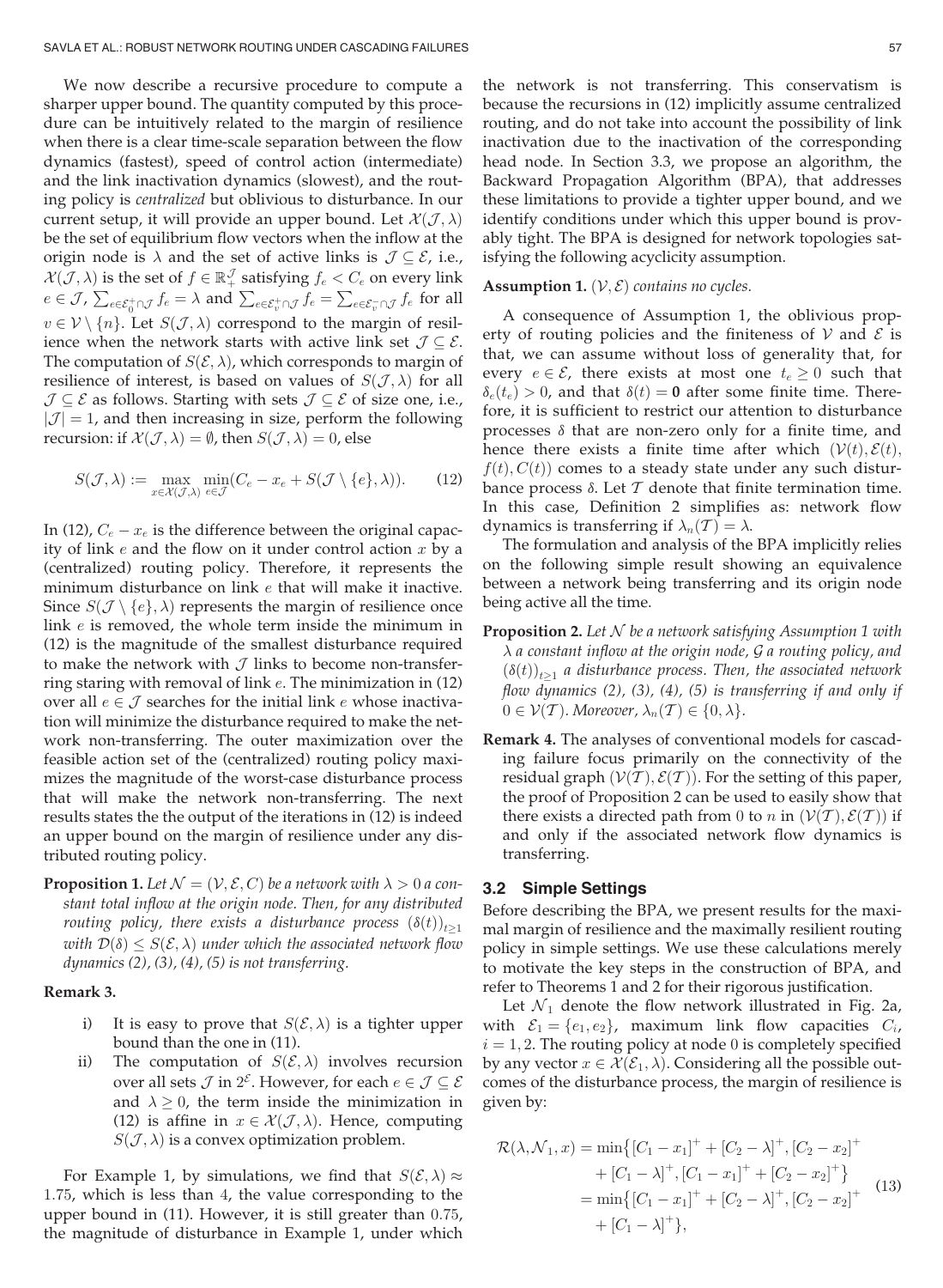We now describe a recursive procedure to compute a sharper upper bound. The quantity computed by this procedure can be intuitively related to the margin of resilience when there is a clear time-scale separation between the flow dynamics (fastest), speed of control action (intermediate) and the link inactivation dynamics (slowest), and the routing policy is *centralized* but oblivious to disturbance. In our current setup, it will provide an upper bound. Let $\mathcal{X}(\mathcal{J}, \lambda)$ be the set of equilibrium flow vectors when the inflow at the origin node is $\lambda$ and the set of active links is $\mathcal{J} \subseteq \mathcal{E}$, i.e., $\mathcal{X}(\mathcal{J}, \lambda)$ is the set of $f \in \mathbb{R}_+^{\mathcal{J}}$ satisfying $f_e < C_e$ on every link $e \in \mathcal{J}$, $\sum_{e \in \mathcal{E}_0^+ \cap \mathcal{J}} f_e = \lambda$ and $\sum_{e \in \mathcal{E}_v^+ \cap \mathcal{J}} f_e = \sum_{e \in \mathcal{E}_v^- \cap \mathcal{J}} f_e$ for all $v \in \mathcal{V} \setminus \{n\}$. Let $S(\mathcal{J}, \lambda)$ correspond to the margin of resilience when the network starts with active link set $\mathcal{J} \subseteq \mathcal{E}$. The computation of $S(\mathcal{E}, \lambda)$, which corresponds to margin of resilience of interest, is based on values of $S(\mathcal{J}, \lambda)$ for all $\mathcal{J} \subseteq \mathcal{E}$ as follows. Starting with sets $\mathcal{J} \subseteq \mathcal{E}$ of size one, i.e., $|\mathcal{J}| = 1$, and then increasing in size, perform the following recursion: if $\mathcal{X}(\mathcal{J}, \lambda) = \emptyset$, then $S(\mathcal{J}, \lambda) = 0$, else

$$S(\mathcal{J}, \lambda) := \max_{x \in \mathcal{X}(\mathcal{J}, \lambda)} \min_{e \in \mathcal{J}} (C_e - x_e + S(\mathcal{J} \setminus \{e\}, \lambda)). \tag{12}$$

In (12), $C_e - x_e$ is the difference between the original capacity of link $e$ and the flow on it under control action $x$ by a (centralized) routing policy. Therefore, it represents the minimum disturbance on link $e$ that will make it inactive. Since $S(\mathcal{J} \setminus \{e\}, \lambda)$ represents the margin of resilience once link $e$ is removed, the whole term inside the minimum in (12) is the magnitude of the smallest disturbance required to make the network with $\mathcal{J}$ links to become non-transferring staring with removal of link $e$. The minimization in (12) over all $e \in \mathcal{J}$ searches for the initial link $e$ whose inactivation will minimize the disturbance required to make the network non-transferring. The outer maximization over the feasible action set of the (centralized) routing policy maximizes the magnitude of the worst-case disturbance process that will make the network non-transferring. The next results states the the output of the iterations in (12) is indeed an upper bound on the margin of resilience under any distributed routing policy.

**Proposition 1.** *Let $\mathcal{N} = (\mathcal{V}, \mathcal{E}, C)$ be a network with $\lambda > 0$ a constant total inflow at the origin node. Then, for any distributed routing policy, there exists a disturbance process $(\delta(t))_{t \geq 1}$ with $\mathcal{D}(\delta) \leq S(\mathcal{E}, \lambda)$ under which the associated network flow dynamics (2), (3), (4), (5) is not transferring.*

**Remark 3.**

i) It is easy to prove that $S(\mathcal{E}, \lambda)$ is a tighter upper bound than the one in (11).

ii) The computation of $S(\mathcal{E}, \lambda)$ involves recursion over all sets $\mathcal{J}$ in $2^{\mathcal{E}}$. However, for each $e \in \mathcal{J} \subseteq \mathcal{E}$ and $\lambda \geq 0$, the term inside the minimization in (12) is affine in $x \in \mathcal{X}(\mathcal{J}, \lambda)$. Hence, computing $S(\mathcal{J}, \lambda)$ is a convex optimization problem.

For Example 1, by simulations, we find that $S(\mathcal{E}, \lambda) \approx 1.75$, which is less than 4, the value corresponding to the upper bound in (11). However, it is still greater than 0.75, the magnitude of disturbance in Example 1, under which the network is not transferring. This conservatism is because the recursions in (12) implicitly assume centralized routing, and do not take into account the possibility of link inactivation due to the inactivation of the corresponding head node. In Section 3.3, we propose an algorithm, the Backward Propagation Algorithm (BPA), that addresses these limitations to provide a tighter upper bound, and we identify conditions under which this upper bound is provably tight. The BPA is designed for network topologies satisfying the following acyclicity assumption.

**Assumption 1.** *$(\mathcal{V}, \mathcal{E})$ contains no cycles.*

A consequence of Assumption 1, the oblivious property of routing policies and the finiteness of $\mathcal{V}$ and $\mathcal{E}$ is that, we can assume without loss of generality that, for every $e \in \mathcal{E}$, there exists at most one $t_e \geq 0$ such that $\delta_e(t_e) > 0$, and that $\delta(t) = \mathbf{0}$ after some finite time. Therefore, it is sufficient to restrict our attention to disturbance processes $\delta$ that are non-zero only for a finite time, and hence there exists a finite time after which $(\mathcal{V}(t), \mathcal{E}(t), f(t), C(t))$ comes to a steady state under any such disturbance process $\delta$. Let $\mathcal{T}$ denote that finite termination time. In this case, Definition 2 simplifies as: network flow dynamics is transferring if $\lambda_n(\mathcal{T}) = \lambda$.

The formulation and analysis of the BPA implicitly relies on the following simple result showing an equivalence between a network being transferring and its origin node being active all the time.

**Proposition 2.** *Let $\mathcal{N}$ be a network satisfying Assumption 1 with $\lambda$ a constant inflow at the origin node, $\mathcal{G}$ a routing policy, and $(\delta(t))_{t \geq 1}$ a disturbance process. Then, the associated network flow dynamics (2), (3), (4), (5) is transferring if and only if $0 \in \mathcal{V}(\mathcal{T})$. Moreover, $\lambda_n(\mathcal{T}) \in \{0, \lambda\}$.*

**Remark 4.** The analyses of conventional models for cascading failure focus primarily on the connectivity of the residual graph $(\mathcal{V}(\mathcal{T}), \mathcal{E}(\mathcal{T}))$. For the setting of this paper, the proof of Proposition 2 can be used to easily show that there exists a directed path from 0 to $n$ in $(\mathcal{V}(\mathcal{T}), \mathcal{E}(\mathcal{T}))$ if and only if the associated network flow dynamics is transferring.

### 3.2 Simple Settings

Before describing the BPA, we present results for the maximal margin of resilience and the maximally resilient routing policy in simple settings. We use these calculations merely to motivate the key steps in the construction of BPA, and refer to Theorems 1 and 2 for their rigorous justification.

Let $\mathcal{N}_1$ denote the flow network illustrated in Fig. 2a, with $\mathcal{E}_1 = \{e_1, e_2\}$, maximum link flow capacities $C_i$, $i = 1, 2$. The routing policy at node 0 is completely specified by any vector $x \in \mathcal{X}(\mathcal{E}_1, \lambda)$. Considering all the possible outcomes of the disturbance process, the margin of resilience is given by:

$$\begin{aligned} \mathcal{R}(\lambda, \mathcal{N}_1, x) &= \min\{[C_1 - x_1]^+ + [C_2 - \lambda]^+, [C_2 - x_2]^+ \\ &\quad + [C_1 - \lambda]^+, [C_1 - x_1]^+ + [C_2 - x_2]^+\} \\ &= \min\{[C_1 - x_1]^+ + [C_2 - \lambda]^+, [C_2 - x_2]^+ \\ &\quad + [C_1 - \lambda]^+\}, \end{aligned} \tag{13}$$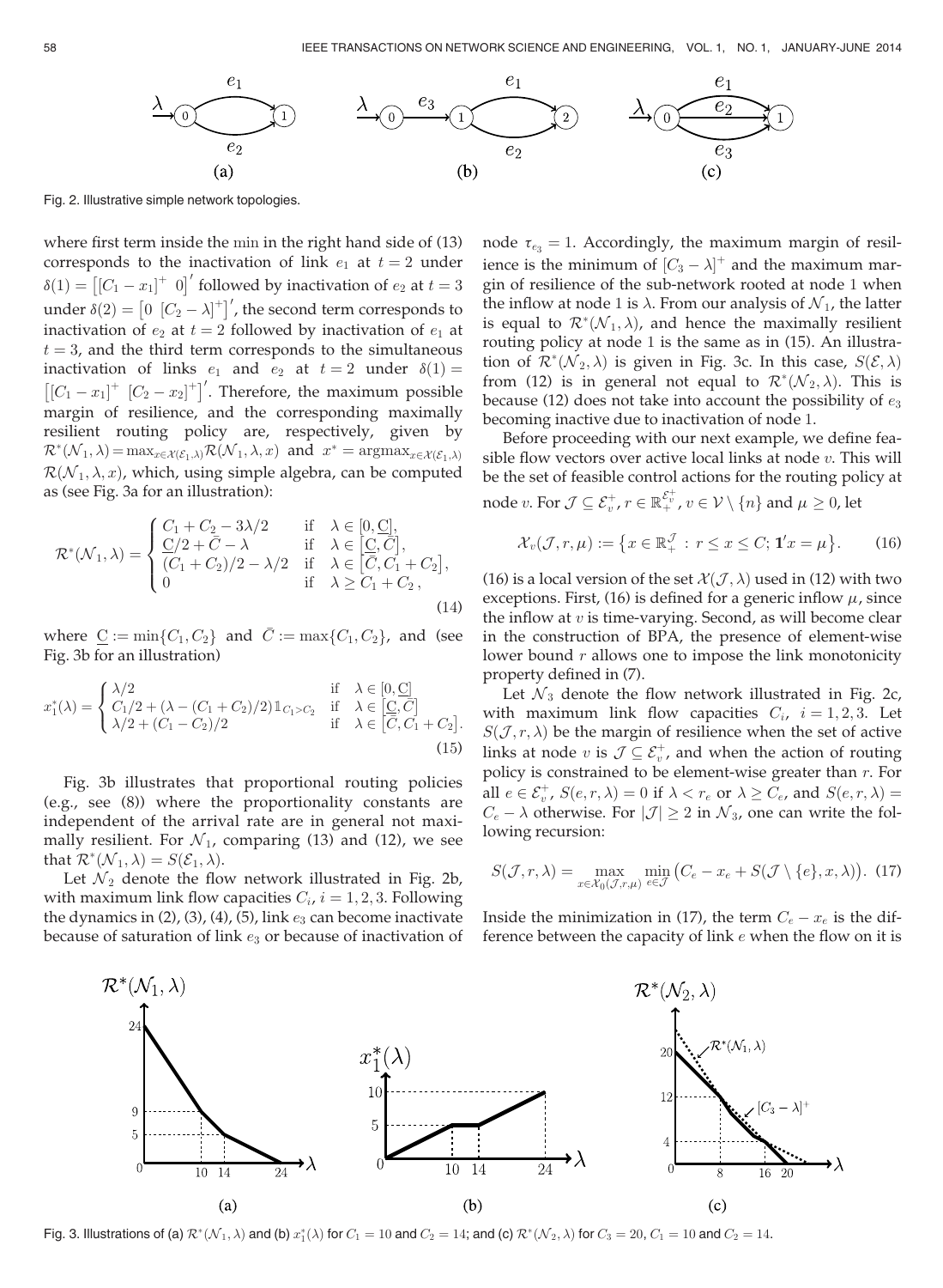Fig. 2. Illustrative simple network topologies.

where first term inside the min in the right hand side of (13) corresponds to the inactivation of link $e_1$ at $t = 2$ under $\delta(1) = \left[[C_1 - x_1]^+ \ 0\right]'$ followed by inactivation of $e_2$ at $t = 3$ under $\delta(2) = \left[0 \ [C_2 - \lambda]^+\right]'$, the second term corresponds to inactivation of $e_2$ at $t = 2$ followed by inactivation of $e_1$ at $t = 3$, and the third term corresponds to the simultaneous inactivation of links $e_1$ and $e_2$ at $t = 2$ under $\delta(1) = \left[[C_1 - x_1]^+ \ [C_2 - x_2]^+\right]'$. Therefore, the maximum possible margin of resilience, and the corresponding maximally resilient routing policy are, respectively, given by $\mathcal{R}^*(\mathcal{N}_1, \lambda) = \max_{x \in \mathcal{X}(\mathcal{E}_1, \lambda)} \mathcal{R}(\mathcal{N}_1, \lambda, x)$ and $x^* = \operatorname{argmax}_{x \in \mathcal{X}(\mathcal{E}_1, \lambda)} \mathcal{R}(\mathcal{N}_1, \lambda, x)$, which, using simple algebra, can be computed as (see Fig. 3a for an illustration):

$$\mathcal{R}^*(\mathcal{N}_1, \lambda) = \begin{cases} C_1 + C_2 - 3\lambda/2 & \text{if} \quad \lambda \in [0, \underline{C}], \\ \underline{C}/2 + \bar{C} - \lambda & \text{if} \quad \lambda \in [\underline{C}, \bar{C}], \\ (C_1 + C_2)/2 - \lambda/2 & \text{if} \quad \lambda \in [\bar{C}, C_1 + C_2], \\ 0 & \text{if} \quad \lambda \geq C_1 + C_2, \end{cases} \tag{14}$$

where $\underline{C} := \min\{C_1, C_2\}$ and $\bar{C} := \max\{C_1, C_2\}$, and (see Fig. 3b for an illustration)

$$x_1^*(\lambda) = \begin{cases} \lambda/2 & \text{if} \quad \lambda \in [0, \underline{C}] \\ C_1/2 + (\lambda - (C_1 + C_2)/2)\mathbb{1}_{C_1 > C_2} & \text{if} \quad \lambda \in [\underline{C}, \bar{C}] \\ \lambda/2 + (C_1 - C_2)/2 & \text{if} \quad \lambda \in [\bar{C}, C_1 + C_2]. \end{cases} \tag{15}$$

Fig. 3b illustrates that proportional routing policies (e.g., see (8)) where the proportionality constants are independent of the arrival rate are in general not maximally resilient. For $\mathcal{N}_1$, comparing (13) and (12), we see that $\mathcal{R}^*(\mathcal{N}_1, \lambda) = S(\mathcal{E}_1, \lambda)$.

Let $\mathcal{N}_2$ denote the flow network illustrated in Fig. 2b, with maximum link flow capacities $C_i$, $i = 1, 2, 3$. Following the dynamics in (2), (3), (4), (5), link $e_3$ can become inactivate because of saturation of link $e_3$ or because of inactivation of node $\tau_{e_3} = 1$. Accordingly, the maximum margin of resilience is the minimum of $[C_3 - \lambda]^+$ and the maximum margin of resilience of the sub-network rooted at node 1 when the inflow at node 1 is $\lambda$. From our analysis of $\mathcal{N}_1$, the latter is equal to $\mathcal{R}^*(\mathcal{N}_1, \lambda)$, and hence the maximally resilient routing policy at node 1 is the same as in (15). An illustration of $\mathcal{R}^*(\mathcal{N}_2, \lambda)$ is given in Fig. 3c. In this case, $S(\mathcal{E}, \lambda)$ from (12) is in general not equal to $\mathcal{R}^*(\mathcal{N}_2, \lambda)$. This is because (12) does not take into account the possibility of $e_3$ becoming inactive due to inactivation of node 1.

Before proceeding with our next example, we define feasible flow vectors over active local links at node $v$. This will be the set of feasible control actions for the routing policy at node $v$. For $\mathcal{J} \subseteq \mathcal{E}_v^+$, $r \in \mathbb{R}_+^{\mathcal{E}_v^+}$, $v \in \mathcal{V} \setminus \{n\}$ and $\mu \geq 0$, let

$$\mathcal{X}_v(\mathcal{J}, r, \mu) := \left\{x \in \mathbb{R}_+^{\mathcal{J}} : r \leq x \leq C; \mathbf{1}'x = \mu\right\}. \tag{16}$$

(16) is a local version of the set $\mathcal{X}(\mathcal{J}, \lambda)$ used in (12) with two exceptions. First, (16) is defined for a generic inflow $\mu$, since the inflow at $v$ is time-varying. Second, as will become clear in the construction of BPA, the presence of element-wise lower bound $r$ allows one to impose the link monotonicity property defined in (7).

Let $\mathcal{N}_3$ denote the flow network illustrated in Fig. 2c, with maximum link flow capacities $C_i$, $i = 1, 2, 3$. Let $S(\mathcal{J}, r, \lambda)$ be the margin of resilience when the set of active links at node $v$ is $\mathcal{J} \subseteq \mathcal{E}_v^+$, and when the action of routing policy is constrained to be element-wise greater than $r$. For all $e \in \mathcal{E}_v^+$, $S(e, r, \lambda) = 0$ if $\lambda < r_e$ or $\lambda \geq C_e$, and $S(e, r, \lambda) = C_e - \lambda$ otherwise. For $|\mathcal{J}| \geq 2$ in $\mathcal{N}_3$, one can write the following recursion:

$$S(\mathcal{J}, r, \lambda) = \max_{x \in \mathcal{X}_0(\mathcal{J}, r, \mu)} \min_{e \in \mathcal{J}} \left(C_e - x_e + S(\mathcal{J} \setminus \{e\}, x, \lambda)\right). \tag{17}$$

Inside the minimization in (17), the term $C_e - x_e$ is the difference between the capacity of link $e$ when the flow on it is

Fig. 3. Illustrations of (a) $\mathcal{R}^*(\mathcal{N}_1, \lambda)$ and (b) $x_1^*(\lambda)$ for $C_1 = 10$ and $C_2 = 14$; and (c) $\mathcal{R}^*(\mathcal{N}_2, \lambda)$ for $C_3 = 20$, $C_1 = 10$ and $C_2 = 14$.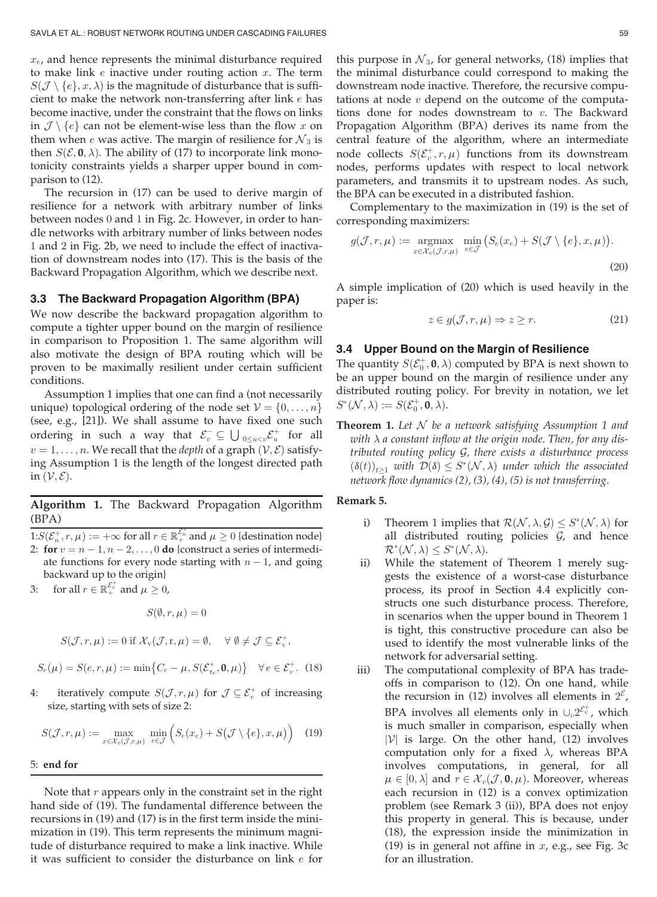$x_e$, and hence represents the minimal disturbance required to make link $e$ inactive under routing action $x$. The term $S(\mathcal{J} \setminus \{e\}, x, \lambda)$ is the magnitude of disturbance that is sufficient to make the network non-transferring after link $e$ has become inactive, under the constraint that the flows on links in $\mathcal{J} \setminus \{e\}$ can not be element-wise less than the flow $x$ on them when $e$ was active. The margin of resilience for $\mathcal{N}_3$ is then $S(\mathcal{E}, \mathbf{0}, \lambda)$. The ability of (17) to incorporate link monotonicity constraints yields a sharper upper bound in comparison to (12).

The recursion in (17) can be used to derive margin of resilience for a network with arbitrary number of links between nodes 0 and 1 in Fig. 2c. However, in order to handle networks with arbitrary number of links between nodes 1 and 2 in Fig. 2b, we need to include the effect of inactivation of downstream nodes into (17). This is the basis of the Backward Propagation Algorithm, which we describe next.

### 3.3 The Backward Propagation Algorithm (BPA)

We now describe the backward propagation algorithm to compute a tighter upper bound on the margin of resilience in comparison to Proposition 1. The same algorithm will also motivate the design of BPA routing which will be proven to be maximally resilient under certain sufficient conditions.

Assumption 1 implies that one can find a (not necessarily unique) topological ordering of the node set $\mathcal{V} = \{0, \ldots, n\}$ (see, e.g., [21]). We shall assume to have fixed one such ordering in such a way that $\mathcal{E}_v^- \subseteq \bigcup_{0 \leq u < v} \mathcal{E}_u^+$ for all $v = 1, \ldots, n$. We recall that the *depth* of a graph $(\mathcal{V}, \mathcal{E})$ satisfying Assumption 1 is the length of the longest directed path in $(\mathcal{V}, \mathcal{E})$.

**Algorithm 1.** The Backward Propagation Algorithm (BPA)

1: $S(\mathcal{E}_n^+, r, \mu) := +\infty$ for all $r \in \mathbb{R}_+^{\mathcal{E}_n^+}$ and $\mu \geq 0$ {destination node}

2: **for** $v = n-1, n-2, \ldots, 0$ **do** {construct a series of intermediate functions for every node starting with $n-1$, and going backward up to the origin}

3: for all $r \in \mathbb{R}_+^{\mathcal{E}_v^+}$ and $\mu \geq 0$,

$$S(\emptyset, r, \mu) = 0$$

$$S(\mathcal{J}, r, \mu) := 0 \text{ if } \mathcal{X}_v(\mathcal{J}, r, \mu) = \emptyset, \quad \forall\, \emptyset \neq \mathcal{J} \subseteq \mathcal{E}_v^+,$$

$$S_e(\mu) = S(e, r, \mu) := \min\{C_e - \mu, S(\mathcal{E}_{\tau_e}^+, \mathbf{0}, \mu)\} \quad \forall e \in \mathcal{E}_v^+. \quad (18)$$

4: iteratively compute $S(\mathcal{J}, r, \mu)$ for $\mathcal{J} \subseteq \mathcal{E}_v^+$ of increasing size, starting with sets of size 2:

$$S(\mathcal{J}, r, \mu) := \max_{x \in \mathcal{X}_v(\mathcal{J}, r, \mu)} \min_{e \in \mathcal{J}} \Big( S_e(x_e) + S\big(\mathcal{J} \setminus \{e\}, x, \mu\big) \Big) \quad (19)$$

5: **end for**

Note that $r$ appears only in the constraint set in the right hand side of (19). The fundamental difference between the recursions in (19) and (17) is in the first term inside the minimization in (19). This term represents the minimum magnitude of disturbance required to make a link inactive. While it was sufficient to consider the disturbance on link $e$ for this purpose in $\mathcal{N}_3$, for general networks, (18) implies that the minimal disturbance could correspond to making the downstream node inactive. Therefore, the recursive computations at node $v$ depend on the outcome of the computations done for nodes downstream to $v$. The Backward Propagation Algorithm (BPA) derives its name from the central feature of the algorithm, where an intermediate node collects $S(\mathcal{E}_v^+, r, \mu)$ functions from its downstream nodes, performs updates with respect to local network parameters, and transmits it to upstream nodes. As such, the BPA can be executed in a distributed fashion.

Complementary to the maximization in (19) is the set of corresponding maximizers:

$$g(\mathcal{J}, r, \mu) := \operatorname*{argmax}_{x \in \mathcal{X}_v(\mathcal{J}, r, \mu)} \min_{e \in \mathcal{J}} \big( S_e(x_e) + S(\mathcal{J} \setminus \{e\}, x, \mu) \big). \quad (20)$$

A simple implication of (20) which is used heavily in the paper is:

$$z \in g(\mathcal{J}, r, \mu) \Rightarrow z \geq r. \quad (21)$$

### 3.4 Upper Bound on the Margin of Resilience

The quantity $S(\mathcal{E}_0^+, \mathbf{0}, \lambda)$ computed by BPA is next shown to be an upper bound on the margin of resilience under any distributed routing policy. For brevity in notation, we let $S^*(\mathcal{N}, \lambda) := S(\mathcal{E}_0^+, \mathbf{0}, \lambda)$.

**Theorem 1.** *Let $\mathcal{N}$ be a network satisfying Assumption 1 and with $\lambda$ a constant inflow at the origin node. Then, for any distributed routing policy $\mathcal{G}$, there exists a disturbance process $(\delta(t))_{t \geq 1}$ with $\mathcal{D}(\delta) \leq S^*(\mathcal{N}, \lambda)$ under which the associated network flow dynamics (2), (3), (4), (5) is not transferring.*

**Remark 5.**

i) Theorem 1 implies that $\mathcal{R}(\mathcal{N}, \lambda, \mathcal{G}) \leq S^*(\mathcal{N}, \lambda)$ for all distributed routing policies $\mathcal{G}$, and hence $\mathcal{R}^*(\mathcal{N}, \lambda) \leq S^*(\mathcal{N}, \lambda)$.

ii) While the statement of Theorem 1 merely suggests the existence of a worst-case disturbance process, its proof in Section 4.4 explicitly constructs one such disturbance process. Therefore, in scenarios when the upper bound in Theorem 1 is tight, this constructive procedure can also be used to identify the most vulnerable links of the network for adversarial setting.

iii) The computational complexity of BPA has tradeoffs in comparison to (12). On one hand, while the recursion in (12) involves all elements in $2^{\mathcal{E}}$, BPA involves all elements only in $\cup_v 2^{\mathcal{E}_v^+}$, which is much smaller in comparison, especially when $|\mathcal{V}|$ is large. On the other hand, (12) involves computation only for a fixed $\lambda$, whereas BPA involves computations, in general, for all $\mu \in [0, \lambda]$ and $r \in \mathcal{X}_v(\mathcal{J}, \mathbf{0}, \mu)$. Moreover, whereas each recursion in (12) is a convex optimization problem (see Remark 3 (ii)), BPA does not enjoy this property in general. This is because, under (18), the expression inside the minimization in (19) is in general not affine in $x$, e.g., see Fig. 3c for an illustration.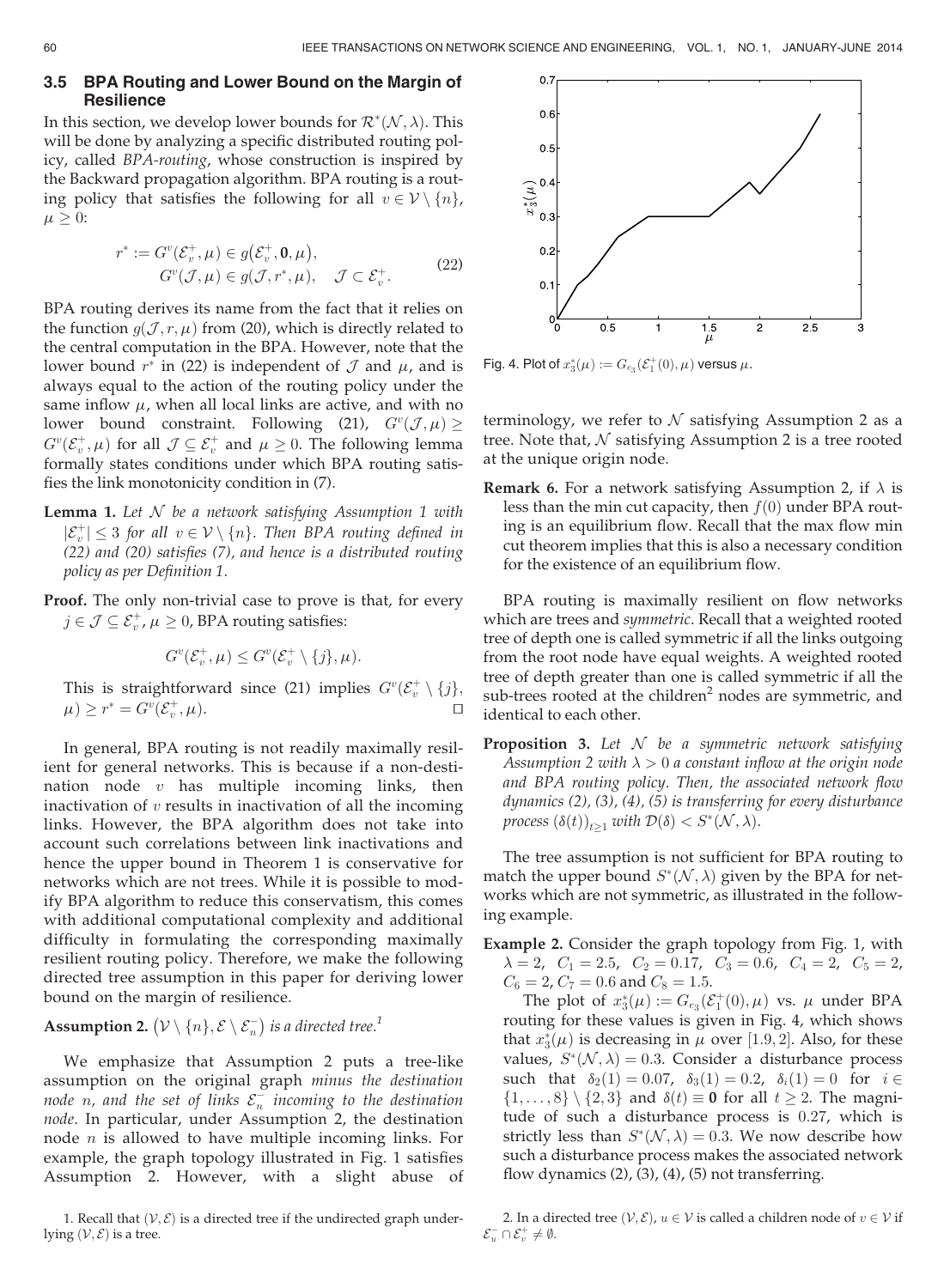### 3.5 BPA Routing and Lower Bound on the Margin of Resilience

In this section, we develop lower bounds for $\mathcal{R}^*(\mathcal{N}, \lambda)$. This will be done by analyzing a specific distributed routing policy, called *BPA-routing*, whose construction is inspired by the Backward propagation algorithm. BPA routing is a routing policy that satisfies the following for all $v \in \mathcal{V} \setminus \{n\}$, $\mu \geq 0$:

$$
\begin{aligned}
r^* := G^v(\mathcal{E}_v^+, \mu) &\in g\big(\mathcal{E}_v^+, \mathbf{0}, \mu\big), \\
G^v(\mathcal{J}, \mu) &\in g(\mathcal{J}, r^*, \mu), \quad \mathcal{J} \subset \mathcal{E}_v^+.
\end{aligned}
\tag{22}
$$

BPA routing derives its name from the fact that it relies on the function $g(\mathcal{J}, r, \mu)$ from (20), which is directly related to the central computation in the BPA. However, note that the lower bound $r^*$ in (22) is independent of $\mathcal{J}$ and $\mu$, and is always equal to the action of the routing policy under the same inflow $\mu$, when all local links are active, and with no lower bound constraint. Following (21), $G^v(\mathcal{J}, \mu) \geq G^v(\mathcal{E}_v^+, \mu)$ for all $\mathcal{J} \subseteq \mathcal{E}_v^+$ and $\mu \geq 0$. The following lemma formally states conditions under which BPA routing satisfies the link monotonicity condition in (7).

**Lemma 1.** *Let $\mathcal{N}$ be a network satisfying Assumption 1 with $|\mathcal{E}_v^+| \leq 3$ for all $v \in \mathcal{V} \setminus \{n\}$. Then BPA routing defined in (22) and (20) satisfies (7), and hence is a distributed routing policy as per Definition 1.*

**Proof.** The only non-trivial case to prove is that, for every $j \in \mathcal{J} \subseteq \mathcal{E}_v^+$, $\mu \geq 0$, BPA routing satisfies:

$$
G^v(\mathcal{E}_v^+, \mu) \leq G^v(\mathcal{E}_v^+ \setminus \{j\}, \mu).
$$

This is straightforward since (21) implies $G^v(\mathcal{E}_v^+ \setminus \{j\}, \mu) \geq r^* = G^v(\mathcal{E}_v^+, \mu)$. □

In general, BPA routing is not readily maximally resilient for general networks. This is because if a non-destination node $v$ has multiple incoming links, then inactivation of $v$ results in inactivation of all the incoming links. However, the BPA algorithm does not take into account such correlations between link inactivations and hence the upper bound in Theorem 1 is conservative for networks which are not trees. While it is possible to modify BPA algorithm to reduce this conservatism, this comes with additional computational complexity and additional difficulty in formulating the corresponding maximally resilient routing policy. Therefore, we make the following directed tree assumption in this paper for deriving lower bound on the margin of resilience.

**Assumption 2.** $\big(\mathcal{V} \setminus \{n\}, \mathcal{E} \setminus \mathcal{E}_n^-\big)$ *is a directed tree.*[1]

We emphasize that Assumption 2 puts a tree-like assumption on the original graph *minus the destination node $n$, and the set of links $\mathcal{E}_n^-$ incoming to the destination node*. In particular, under Assumption 2, the destination node $n$ is allowed to have multiple incoming links. For example, the graph topology illustrated in Fig. 1 satisfies Assumption 2. However, with a slight abuse of terminology, we refer to $\mathcal{N}$ satisfying Assumption 2 as a tree. Note that, $\mathcal{N}$ satisfying Assumption 2 is a tree rooted at the unique origin node.

Fig. 4. Plot of $x_3^*(\mu) := G_{e_3}(\mathcal{E}_1^+(0), \mu)$ versus $\mu$.

**Remark 6.** For a network satisfying Assumption 2, if $\lambda$ is less than the min cut capacity, then $f(0)$ under BPA routing is an equilibrium flow. Recall that the max flow min cut theorem implies that this is also a necessary condition for the existence of an equilibrium flow.

BPA routing is maximally resilient on flow networks which are trees and *symmetric*. Recall that a weighted rooted tree of depth one is called symmetric if all the links outgoing from the root node have equal weights. A weighted rooted tree of depth greater than one is called symmetric if all the sub-trees rooted at the children[2] nodes are symmetric, and identical to each other.

**Proposition 3.** *Let $\mathcal{N}$ be a symmetric network satisfying Assumption 2 with $\lambda > 0$ a constant inflow at the origin node and BPA routing policy. Then, the associated network flow dynamics (2), (3), (4), (5) is transferring for every disturbance process $(\delta(t))_{t \geq 1}$ with $\mathcal{D}(\delta) < S^*(\mathcal{N}, \lambda)$.*

The tree assumption is not sufficient for BPA routing to match the upper bound $S^*(\mathcal{N}, \lambda)$ given by the BPA for networks which are not symmetric, as illustrated in the following example.

**Example 2.** Consider the graph topology from Fig. 1, with $\lambda = 2$, $C_1 = 2.5$, $C_2 = 0.17$, $C_3 = 0.6$, $C_4 = 2$, $C_5 = 2$, $C_6 = 2$, $C_7 = 0.6$ and $C_8 = 1.5$.

The plot of $x_3^*(\mu) := G_{e_3}(\mathcal{E}_1^+(0), \mu)$ vs. $\mu$ under BPA routing for these values is given in Fig. 4, which shows that $x_3^*(\mu)$ is decreasing in $\mu$ over $[1.9, 2]$. Also, for these values, $S^*(\mathcal{N}, \lambda) = 0.3$. Consider a disturbance process such that $\delta_2(1) = 0.07$, $\delta_3(1) = 0.2$, $\delta_i(1) = 0$ for $i \in \{1, \ldots, 8\} \setminus \{2, 3\}$ and $\delta(t) \equiv \mathbf{0}$ for all $t \geq 2$. The magnitude of such a disturbance process is $0.27$, which is strictly less than $S^*(\mathcal{N}, \lambda) = 0.3$. We now describe how such a disturbance process makes the associated network flow dynamics (2), (3), (4), (5) not transferring.

1. Recall that $(\mathcal{V}, \mathcal{E})$ is a directed tree if the undirected graph underlying $(\mathcal{V}, \mathcal{E})$ is a tree.

2. In a directed tree $(\mathcal{V}, \mathcal{E})$, $u \in \mathcal{V}$ is called a children node of $v \in \mathcal{V}$ if $\mathcal{E}_u^- \cap \mathcal{E}_v^+ \neq \emptyset$.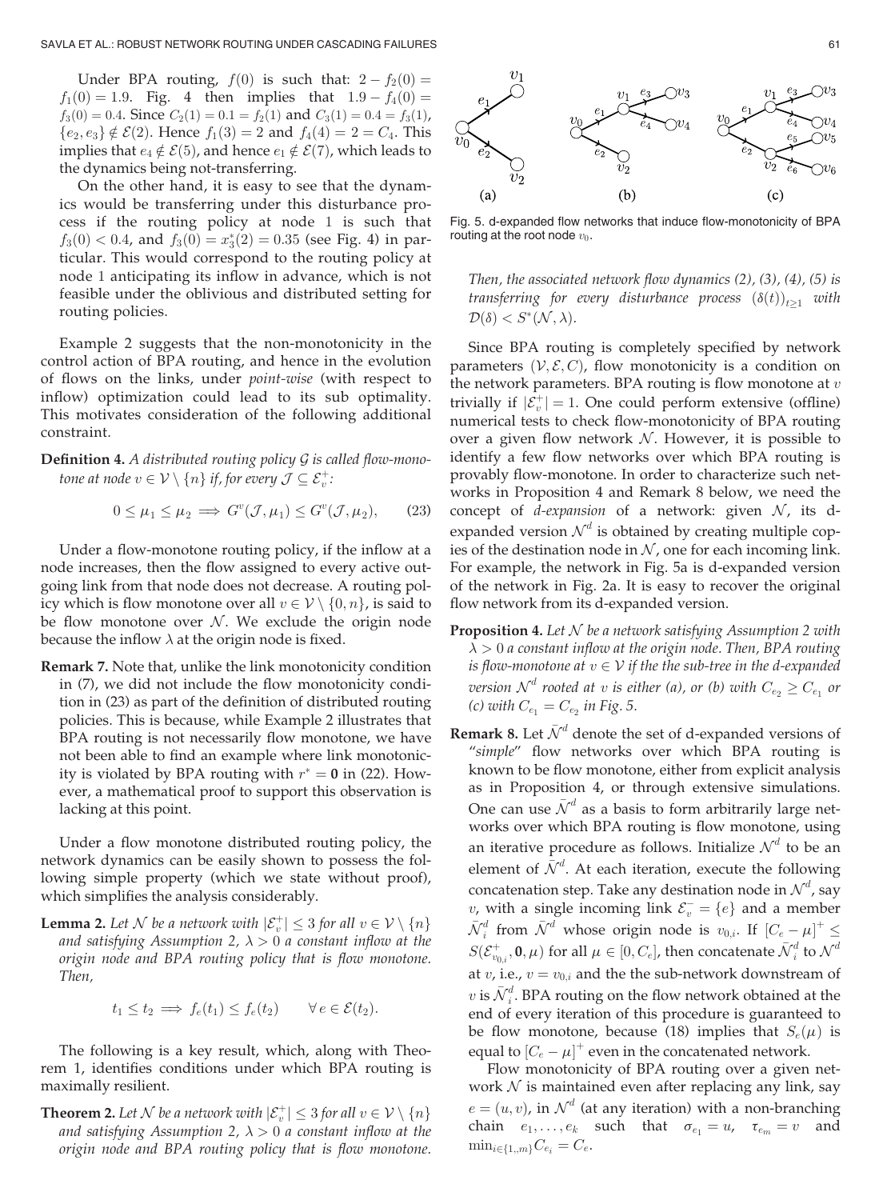Under BPA routing, $f(0)$ is such that: $2 - f_2(0) = f_1(0) = 1.9$. Fig. 4 then implies that $1.9 - f_4(0) = f_3(0) = 0.4$. Since $C_2(1) = 0.1 = f_2(1)$ and $C_3(1) = 0.4 = f_3(1)$, $\{e_2, e_3\} \notin \mathcal{E}(2)$. Hence $f_1(3) = 2$ and $f_4(4) = 2 = C_4$. This implies that $e_4 \notin \mathcal{E}(5)$, and hence $e_1 \notin \mathcal{E}(7)$, which leads to the dynamics being not-transferring.

On the other hand, it is easy to see that the dynamics would be transferring under this disturbance process if the routing policy at node 1 is such that $f_3(0) < 0.4$, and $f_3(0) = x_3^*(2) = 0.35$ (see Fig. 4) in particular. This would correspond to the routing policy at node 1 anticipating its inflow in advance, which is not feasible under the oblivious and distributed setting for routing policies.

Example 2 suggests that the non-monotonicity in the control action of BPA routing, and hence in the evolution of flows on the links, under *point-wise* (with respect to inflow) optimization could lead to its sub optimality. This motivates consideration of the following additional constraint.

**Definition 4.** *A distributed routing policy $\mathcal{G}$ is called flow-monotone at node $v \in \mathcal{V} \setminus \{n\}$ if, for every $\mathcal{J} \subseteq \mathcal{E}_v^+$:*

$$0 \leq \mu_1 \leq \mu_2 \implies G^v(\mathcal{J}, \mu_1) \leq G^v(\mathcal{J}, \mu_2), \tag{23}$$

Under a flow-monotone routing policy, if the inflow at a node increases, then the flow assigned to every active outgoing link from that node does not decrease. A routing policy which is flow monotone over all $v \in \mathcal{V} \setminus \{0, n\}$, is said to be flow monotone over $\mathcal{N}$. We exclude the origin node because the inflow $\lambda$ at the origin node is fixed.

**Remark 7.** Note that, unlike the link monotonicity condition in (7), we did not include the flow monotonicity condition in (23) as part of the definition of distributed routing policies. This is because, while Example 2 illustrates that BPA routing is not necessarily flow monotone, we have not been able to find an example where link monotonicity is violated by BPA routing with $r^* = \mathbf{0}$ in (22). However, a mathematical proof to support this observation is lacking at this point.

Under a flow monotone distributed routing policy, the network dynamics can be easily shown to possess the following simple property (which we state without proof), which simplifies the analysis considerably.

**Lemma 2.** *Let $\mathcal{N}$ be a network with $|\mathcal{E}_v^+| \leq 3$ for all $v \in \mathcal{V} \setminus \{n\}$ and satisfying Assumption 2, $\lambda > 0$ a constant inflow at the origin node and BPA routing policy that is flow monotone. Then,*

$$t_1 \leq t_2 \implies f_e(t_1) \leq f_e(t_2) \qquad \forall\, e \in \mathcal{E}(t_2).$$

The following is a key result, which, along with Theorem 1, identifies conditions under which BPA routing is maximally resilient.

**Theorem 2.** *Let $\mathcal{N}$ be a network with $|\mathcal{E}_v^+| \leq 3$ for all $v \in \mathcal{V} \setminus \{n\}$ and satisfying Assumption 2, $\lambda > 0$ a constant inflow at the origin node and BPA routing policy that is flow monotone. Then, the associated network flow dynamics (2), (3), (4), (5) is transferring for every disturbance process $(\delta(t))_{t \geq 1}$ with $\mathcal{D}(\delta) < S^*(\mathcal{N}, \lambda)$.*

Fig. 5. d-expanded flow networks that induce flow-monotonicity of BPA routing at the root node $v_0$.

Since BPA routing is completely specified by network parameters $(\mathcal{V}, \mathcal{E}, C)$, flow monotonicity is a condition on the network parameters. BPA routing is flow monotone at $v$ trivially if $|\mathcal{E}_v^+| = 1$. One could perform extensive (offline) numerical tests to check flow-monotonicity of BPA routing over a given flow network $\mathcal{N}$. However, it is possible to identify a few flow networks over which BPA routing is provably flow-monotone. In order to characterize such networks in Proposition 4 and Remark 8 below, we need the concept of *d-expansion* of a network: given $\mathcal{N}$, its d-expanded version $\mathcal{N}^d$ is obtained by creating multiple copies of the destination node in $\mathcal{N}$, one for each incoming link. For example, the network in Fig. 5a is d-expanded version of the network in Fig. 2a. It is easy to recover the original flow network from its d-expanded version.

**Proposition 4.** *Let $\mathcal{N}$ be a network satisfying Assumption 2 with $\lambda > 0$ a constant inflow at the origin node. Then, BPA routing is flow-monotone at $v \in \mathcal{V}$ if the the sub-tree in the d-expanded version $\mathcal{N}^d$ rooted at $v$ is either (a), or (b) with $C_{e_2} \geq C_{e_1}$ or (c) with $C_{e_1} = C_{e_2}$ in Fig. 5.*

**Remark 8.** Let $\bar{\mathcal{N}}^d$ denote the set of d-expanded versions of "*simple*" flow networks over which BPA routing is known to be flow monotone, either from explicit analysis as in Proposition 4, or through extensive simulations. One can use $\bar{\mathcal{N}}^d$ as a basis to form arbitrarily large networks over which BPA routing is flow monotone, using an iterative procedure as follows. Initialize $\mathcal{N}^d$ to be an element of $\bar{\mathcal{N}}^d$. At each iteration, execute the following concatenation step. Take any destination node in $\mathcal{N}^d$, say $v$, with a single incoming link $\mathcal{E}_v^- = \{e\}$ and a member $\bar{\mathcal{N}}_i^d$ from $\bar{\mathcal{N}}^d$ whose origin node is $v_{0,i}$. If $[C_e - \mu]^+ \leq S(\mathcal{E}_{v_{0,i}}^+, \mathbf{0}, \mu)$ for all $\mu \in [0, C_e]$, then concatenate $\bar{\mathcal{N}}_i^d$ to $\mathcal{N}^d$ at $v$, i.e., $v = v_{0,i}$ and the the sub-network downstream of $v$ is $\bar{\mathcal{N}}_i^d$. BPA routing on the flow network obtained at the end of every iteration of this procedure is guaranteed to be flow monotone, because (18) implies that $S_e(\mu)$ is equal to $[C_e - \mu]^+$ even in the concatenated network.

Flow monotonicity of BPA routing over a given network $\mathcal{N}$ is maintained even after replacing any link, say $e = (u, v)$, in $\mathcal{N}^d$ (at any iteration) with a non-branching chain $e_1, \ldots, e_k$ such that $\sigma_{e_1} = u$, $\tau_{e_m} = v$ and $\min_{i \in \{1,,m\}} C_{e_i} = C_e$.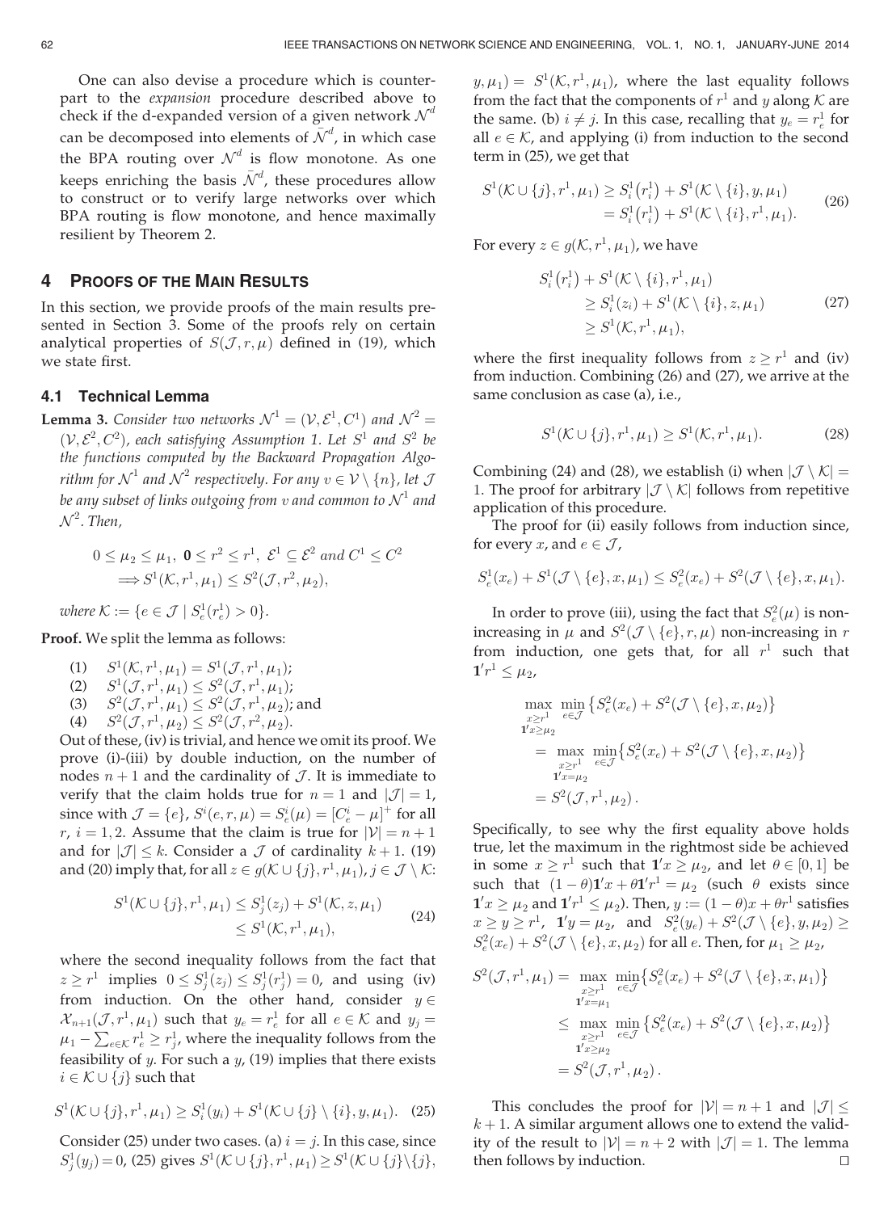One can also devise a procedure which is counterpart to the *expansion* procedure described above to check if the d-expanded version of a given network $\mathcal{N}^d$ can be decomposed into elements of $\bar{\mathcal{N}}^d$, in which case the BPA routing over $\mathcal{N}^d$ is flow monotone. As one keeps enriching the basis $\bar{\mathcal{N}}^d$, these procedures allow to construct or to verify large networks over which BPA routing is flow monotone, and hence maximally resilient by Theorem 2.

## 4 Proofs of the Main Results

In this section, we provide proofs of the main results presented in Section 3. Some of the proofs rely on certain analytical properties of $S(\mathcal{J}, r, \mu)$ defined in (19), which we state first.

### 4.1 Technical Lemma

**Lemma 3.** *Consider two networks $\mathcal{N}^1 = (\mathcal{V}, \mathcal{E}^1, C^1)$ and $\mathcal{N}^2 = (\mathcal{V}, \mathcal{E}^2, C^2)$, each satisfying Assumption 1. Let $S^1$ and $S^2$ be the functions computed by the Backward Propagation Algorithm for $\mathcal{N}^1$ and $\mathcal{N}^2$ respectively. For any $v \in \mathcal{V} \setminus \{n\}$, let $\mathcal{J}$ be any subset of links outgoing from $v$ and common to $\mathcal{N}^1$ and $\mathcal{N}^2$. Then,*

$$0 \leq \mu_2 \leq \mu_1,\ \mathbf{0} \leq r^2 \leq r^1,\ \mathcal{E}^1 \subseteq \mathcal{E}^2 \text{ and } C^1 \leq C^2$$
$$\Longrightarrow S^1(\mathcal{K}, r^1, \mu_1) \leq S^2(\mathcal{J}, r^2, \mu_2),$$

*where $\mathcal{K} := \{e \in \mathcal{J} \mid S_e^1(r_e^1) > 0\}$.*

**Proof.** We split the lemma as follows:

1. $S^1(\mathcal{K}, r^1, \mu_1) = S^1(\mathcal{J}, r^1, \mu_1)$;
2. $S^1(\mathcal{J}, r^1, \mu_1) \leq S^2(\mathcal{J}, r^1, \mu_1)$;
3. $S^2(\mathcal{J}, r^1, \mu_1) \leq S^2(\mathcal{J}, r^1, \mu_2)$; and
4. $S^2(\mathcal{J}, r^1, \mu_2) \leq S^2(\mathcal{J}, r^2, \mu_2)$.

Out of these, (iv) is trivial, and hence we omit its proof. We prove (i)-(iii) by double induction, on the number of nodes $n+1$ and the cardinality of $\mathcal{J}$. It is immediate to verify that the claim holds true for $n = 1$ and $|\mathcal{J}| = 1$, since with $\mathcal{J} = \{e\}$, $S^i(e, r, \mu) = S_e^i(\mu) = [C_e^i - \mu]^+$ for all $r$, $i = 1, 2$. Assume that the claim is true for $|\mathcal{V}| = n+1$ and for $|\mathcal{J}| \leq k$. Consider a $\mathcal{J}$ of cardinality $k+1$. (19) and (20) imply that, for all $z \in g(\mathcal{K} \cup \{j\}, r^1, \mu_1)$, $j \in \mathcal{J} \setminus \mathcal{K}$:

$$\begin{aligned} S^1(\mathcal{K} \cup \{j\}, r^1, \mu_1) &\leq S_j^1(z_j) + S^1(\mathcal{K}, z, \mu_1) \\ &\leq S^1(\mathcal{K}, r^1, \mu_1), \end{aligned} \tag{24}$$

where the second inequality follows from the fact that $z \geq r^1$ implies $0 \leq S_j^1(z_j) \leq S_j^1(r_j^1) = 0$, and using (iv) from induction. On the other hand, consider $y \in \mathcal{X}_{n+1}(\mathcal{J}, r^1, \mu_1)$ such that $y_e = r_e^1$ for all $e \in \mathcal{K}$ and $y_j = \mu_1 - \sum_{e \in \mathcal{K}} r_e^1 \geq r_j^1$, where the inequality follows from the feasibility of $y$. For such a $y$, (19) implies that there exists $i \in \mathcal{K} \cup \{j\}$ such that

$$S^1(\mathcal{K} \cup \{j\}, r^1, \mu_1) \geq S_i^1(y_i) + S^1(\mathcal{K} \cup \{j\} \setminus \{i\}, y, \mu_1). \tag{25}$$

Consider (25) under two cases. (a) $i = j$. In this case, since $S_j^1(y_j) = 0$, (25) gives $S^1(\mathcal{K} \cup \{j\}, r^1, \mu_1) \geq S^1(\mathcal{K} \cup \{j\} \setminus \{j\}, y, \mu_1) = S^1(\mathcal{K}, r^1, \mu_1)$, where the last equality follows from the fact that the components of $r^1$ and $y$ along $\mathcal{K}$ are the same. (b) $i \neq j$. In this case, recalling that $y_e = r_e^1$ for all $e \in \mathcal{K}$, and applying (i) from induction to the second term in (25), we get that

$$\begin{aligned} S^1(\mathcal{K} \cup \{j\}, r^1, \mu_1) &\geq S_i^1(r_i^1) + S^1(\mathcal{K} \setminus \{i\}, y, \mu_1) \\ &= S_i^1(r_i^1) + S^1(\mathcal{K} \setminus \{i\}, r^1, \mu_1). \end{aligned} \tag{26}$$

For every $z \in g(\mathcal{K}, r^1, \mu_1)$, we have

$$\begin{aligned} S_i^1(r_i^1) &+ S^1(\mathcal{K} \setminus \{i\}, r^1, \mu_1) \\ &\geq S_i^1(z_i) + S^1(\mathcal{K} \setminus \{i\}, z, \mu_1) \\ &\geq S^1(\mathcal{K}, r^1, \mu_1), \end{aligned} \tag{27}$$

where the first inequality follows from $z \geq r^1$ and (iv) from induction. Combining (26) and (27), we arrive at the same conclusion as case (a), i.e.,

$$S^1(\mathcal{K} \cup \{j\}, r^1, \mu_1) \geq S^1(\mathcal{K}, r^1, \mu_1). \tag{28}$$

Combining (24) and (28), we establish (i) when $|\mathcal{J} \setminus \mathcal{K}| = 1$. The proof for arbitrary $|\mathcal{J} \setminus \mathcal{K}|$ follows from repetitive application of this procedure.

The proof for (ii) easily follows from induction since, for every $x$, and $e \in \mathcal{J}$,

$$S_e^1(x_e) + S^1(\mathcal{J} \setminus \{e\}, x, \mu_1) \leq S_e^2(x_e) + S^2(\mathcal{J} \setminus \{e\}, x, \mu_1).$$

In order to prove (iii), using the fact that $S_e^2(\mu)$ is non-increasing in $\mu$ and $S^2(\mathcal{J} \setminus \{e\}, r, \mu)$ non-increasing in $r$ from induction, one gets that, for all $r^1$ such that $\mathbf{1}' r^1 \leq \mu_2$,

$$\begin{aligned} &\max_{\substack{x \geq r^1 \\ \mathbf{1}'x \geq \mu_2}} \min_{e \in \mathcal{J}} \left\{ S_e^2(x_e) + S^2(\mathcal{J} \setminus \{e\}, x, \mu_2) \right\} \\ &\quad = \max_{\substack{x \geq r^1 \\ \mathbf{1}'x = \mu_2}} \min_{e \in \mathcal{J}} \left\{ S_e^2(x_e) + S^2(\mathcal{J} \setminus \{e\}, x, \mu_2) \right\} \\ &\quad = S^2(\mathcal{J}, r^1, \mu_2). \end{aligned}$$

Specifically, to see why the first equality above holds true, let the maximum in the rightmost side be achieved in some $x \geq r^1$ such that $\mathbf{1}'x \geq \mu_2$, and let $\theta \in [0, 1]$ be such that $(1 - \theta)\mathbf{1}'x + \theta \mathbf{1}' r^1 = \mu_2$ (such $\theta$ exists since $\mathbf{1}'x \geq \mu_2$ and $\mathbf{1}'r^1 \leq \mu_2$). Then, $y := (1 - \theta)x + \theta r^1$ satisfies $x \geq y \geq r^1$, $\mathbf{1}'y = \mu_2$, and $S_e^2(y_e) + S^2(\mathcal{J} \setminus \{e\}, y, \mu_2) \geq S_e^2(x_e) + S^2(\mathcal{J} \setminus \{e\}, x, \mu_2)$ for all $e$. Then, for $\mu_1 \geq \mu_2$,

$$\begin{aligned} S^2(\mathcal{J}, r^1, \mu_1) &= \max_{\substack{x \geq r^1 \\ \mathbf{1}'x = \mu_1}} \min_{e \in \mathcal{J}} \left\{ S_e^2(x_e) + S^2(\mathcal{J} \setminus \{e\}, x, \mu_1) \right\} \\ &\leq \max_{\substack{x \geq r^1 \\ \mathbf{1}'x \geq \mu_2}} \min_{e \in \mathcal{J}} \left\{ S_e^2(x_e) + S^2(\mathcal{J} \setminus \{e\}, x, \mu_2) \right\} \\ &= S^2(\mathcal{J}, r^1, \mu_2). \end{aligned}$$

This concludes the proof for $|\mathcal{V}| = n+1$ and $|\mathcal{J}| \leq k+1$. A similar argument allows one to extend the validity of the result to $|\mathcal{V}| = n+2$ with $|\mathcal{J}| = 1$. The lemma then follows by induction. □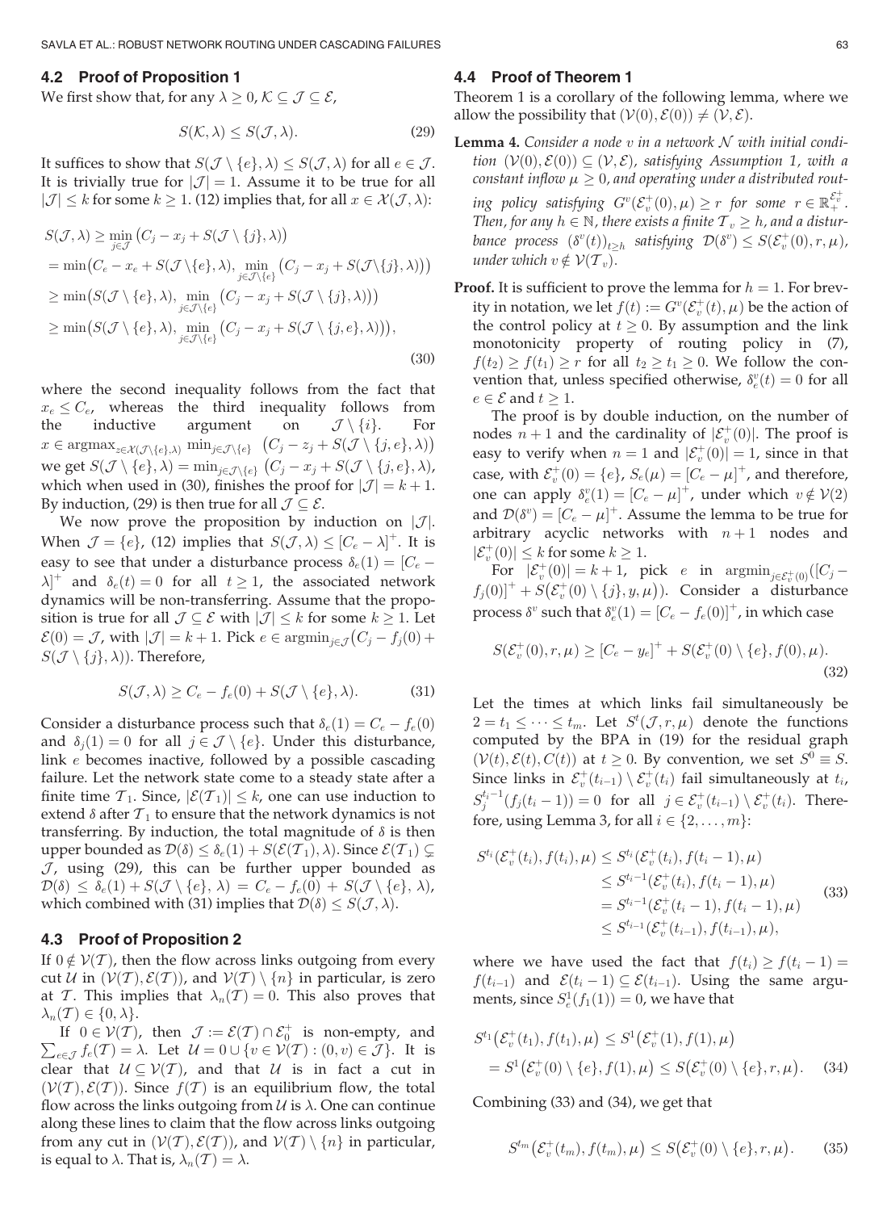### 4.2 Proof of Proposition 1

We first show that, for any $\lambda \geq 0$, $\mathcal{K} \subseteq \mathcal{J} \subseteq \mathcal{E}$,

$$S(\mathcal{K}, \lambda) \leq S(\mathcal{J}, \lambda). \tag{29}$$

It suffices to show that $S(\mathcal{J} \setminus \{e\}, \lambda) \leq S(\mathcal{J}, \lambda)$ for all $e \in \mathcal{J}$. It is trivially true for $|\mathcal{J}| = 1$. Assume it to be true for all $|\mathcal{J}| \leq k$ for some $k \geq 1$. (12) implies that, for all $x \in \mathcal{X}(\mathcal{J}, \lambda)$:

$$\begin{aligned}
S(\mathcal{J}, \lambda) &\geq \min_{j \in \mathcal{J}} \big(C_j - x_j + S(\mathcal{J} \setminus \{j\}, \lambda)\big) \\
&= \min\big(C_e - x_e + S(\mathcal{J} \setminus \{e\}, \lambda), \min_{j \in \mathcal{J} \setminus \{e\}} \big(C_j - x_j + S(\mathcal{J} \setminus \{j\}, \lambda)\big)\big) \\
&\geq \min\big(S(\mathcal{J} \setminus \{e\}, \lambda), \min_{j \in \mathcal{J} \setminus \{e\}} \big(C_j - x_j + S(\mathcal{J} \setminus \{j\}, \lambda)\big)\big) \\
&\geq \min\big(S(\mathcal{J} \setminus \{e\}, \lambda), \min_{j \in \mathcal{J} \setminus \{e\}} \big(C_j - x_j + S(\mathcal{J} \setminus \{j, e\}, \lambda)\big)\big),
\end{aligned} \tag{30}$$

where the second inequality follows from the fact that $x_e \leq C_e$, whereas the third inequality follows from the inductive argument on $\mathcal{J} \setminus \{i\}$. For $x \in \operatorname{argmax}_{z \in \mathcal{X}(\mathcal{J} \setminus \{e\}, \lambda)} \min_{j \in \mathcal{J} \setminus \{e\}} \big(C_j - z_j + S(\mathcal{J} \setminus \{j, e\}, \lambda)\big)$ we get $S(\mathcal{J} \setminus \{e\}, \lambda) = \min_{j \in \mathcal{J} \setminus \{e\}} \big(C_j - x_j + S(\mathcal{J} \setminus \{j, e\}, \lambda)\big)$, which when used in (30), finishes the proof for $|\mathcal{J}| = k + 1$. By induction, (29) is then true for all $\mathcal{J} \subseteq \mathcal{E}$.

We now prove the proposition by induction on $|\mathcal{J}|$. When $\mathcal{J} = \{e\}$, (12) implies that $S(\mathcal{J}, \lambda) \leq [C_e - \lambda]^+$. It is easy to see that under a disturbance process $\delta_e(1) = [C_e - \lambda]^+$ and $\delta_e(t) = 0$ for all $t \geq 1$, the associated network dynamics will be non-transferring. Assume that the proposition is true for all $\mathcal{J} \subseteq \mathcal{E}$ with $|\mathcal{J}| \leq k$ for some $k \geq 1$. Let $\mathcal{E}(0) = \mathcal{J}$, with $|\mathcal{J}| = k + 1$. Pick $e \in \operatorname{argmin}_{j \in \mathcal{J}} \big(C_j - f_j(0) + S(\mathcal{J} \setminus \{j\}, \lambda)\big)$. Therefore,

$$S(\mathcal{J}, \lambda) \geq C_e - f_e(0) + S(\mathcal{J} \setminus \{e\}, \lambda). \tag{31}$$

Consider a disturbance process such that $\delta_e(1) = C_e - f_e(0)$ and $\delta_j(1) = 0$ for all $j \in \mathcal{J} \setminus \{e\}$. Under this disturbance, link $e$ becomes inactive, followed by a possible cascading failure. Let the network state come to a steady state after a finite time $\mathcal{T}_1$. Since, $|\mathcal{E}(\mathcal{T}_1)| \leq k$, one can use induction to extend $\delta$ after $\mathcal{T}_1$ to ensure that the network dynamics is not transferring. By induction, the total magnitude of $\delta$ is then upper bounded as $\mathcal{D}(\delta) \leq \delta_e(1) + S(\mathcal{E}(\mathcal{T}_1), \lambda)$. Since $\mathcal{E}(\mathcal{T}_1) \subsetneq \mathcal{J}$, using (29), this can be further upper bounded as $\mathcal{D}(\delta) \leq \delta_e(1) + S(\mathcal{J} \setminus \{e\}, \lambda) = C_e - f_e(0) + S(\mathcal{J} \setminus \{e\}, \lambda)$, which combined with (31) implies that $\mathcal{D}(\delta) \leq S(\mathcal{J}, \lambda)$.

### 4.3 Proof of Proposition 2

If $0 \notin \mathcal{V}(\mathcal{T})$, then the flow across links outgoing from every cut $\mathcal{U}$ in $(\mathcal{V}(\mathcal{T}), \mathcal{E}(\mathcal{T}))$, and $\mathcal{V}(\mathcal{T}) \setminus \{n\}$ in particular, is zero at $\mathcal{T}$. This implies that $\lambda_n(\mathcal{T}) = 0$. This also proves that $\lambda_n(\mathcal{T}) \in \{0, \lambda\}$.

If $0 \in \mathcal{V}(\mathcal{T})$, then $\mathcal{J} := \mathcal{E}(\mathcal{T}) \cap \mathcal{E}_0^+$ is non-empty, and $\sum_{e \in \mathcal{J}} f_e(\mathcal{T}) = \lambda$. Let $\mathcal{U} = 0 \cup \{v \in \mathcal{V}(\mathcal{T}) : (0, v) \in \mathcal{J}\}$. It is clear that $\mathcal{U} \subseteq \mathcal{V}(\mathcal{T})$, and that $\mathcal{U}$ is in fact a cut in $(\mathcal{V}(\mathcal{T}), \mathcal{E}(\mathcal{T}))$. Since $f(\mathcal{T})$ is an equilibrium flow, the total flow across the links outgoing from $\mathcal{U}$ is $\lambda$. One can continue along these lines to claim that the flow across links outgoing from any cut in $(\mathcal{V}(\mathcal{T}), \mathcal{E}(\mathcal{T}))$, and $\mathcal{V}(\mathcal{T}) \setminus \{n\}$ in particular, is equal to $\lambda$. That is, $\lambda_n(\mathcal{T}) = \lambda$.

### 4.4 Proof of Theorem 1

Theorem 1 is a corollary of the following lemma, where we allow the possibility that $(\mathcal{V}(0), \mathcal{E}(0)) \neq (\mathcal{V}, \mathcal{E})$.

**Lemma 4.** *Consider a node $v$ in a network $\mathcal{N}$ with initial condition $(\mathcal{V}(0), \mathcal{E}(0)) \subseteq (\mathcal{V}, \mathcal{E})$, satisfying Assumption 1, with a constant inflow $\mu \geq 0$, and operating under a distributed routing policy satisfying $G^v(\mathcal{E}_v^+(0), \mu) \geq r$ for some $r \in \mathbb{R}_+^{\mathcal{E}_v^+}$. Then, for any $h \in \mathbb{N}$, there exists a finite $\mathcal{T}_v \geq h$, and a disturbance process $(\delta^v(t))_{t \geq h}$ satisfying $\mathcal{D}(\delta^v) \leq S(\mathcal{E}_v^+(0), r, \mu)$, under which $v \notin \mathcal{V}(\mathcal{T}_v)$.*

**Proof.** It is sufficient to prove the lemma for $h = 1$. For brevity in notation, we let $f(t) := G^v(\mathcal{E}_v^+(t), \mu)$ be the action of the control policy at $t \geq 0$. By assumption and the link monotonicity property of routing policy in (7), $f(t_2) \geq f(t_1) \geq r$ for all $t_2 \geq t_1 \geq 0$. We follow the convention that, unless specified otherwise, $\delta_e^v(t) = 0$ for all $e \in \mathcal{E}$ and $t \geq 1$.

The proof is by double induction, on the number of nodes $n + 1$ and the cardinality of $|\mathcal{E}_v^+(0)|$. The proof is easy to verify when $n = 1$ and $|\mathcal{E}_v^+(0)| = 1$, since in that case, with $\mathcal{E}_v^+(0) = \{e\}$, $S_e(\mu) = [C_e - \mu]^+$, and therefore, one can apply $\delta_e^v(1) = [C_e - \mu]^+$, under which $v \notin \mathcal{V}(2)$ and $\mathcal{D}(\delta^v) = [C_e - \mu]^+$. Assume the lemma to be true for arbitrary acyclic networks with $n + 1$ nodes and $|\mathcal{E}_v^+(0)| \leq k$ for some $k \geq 1$.

For $|\mathcal{E}_v^+(0)| = k + 1$, pick $e$ in $\operatorname{argmin}_{j \in \mathcal{E}_v^+(0)}([C_j - f_j(0)]^+ + S(\mathcal{E}_v^+(0) \setminus \{j\}, y, \mu))$. Consider a disturbance process $\delta^v$ such that $\delta_e^v(1) = [C_e - f_e(0)]^+$, in which case

$$S(\mathcal{E}_v^+(0), r, \mu) \geq [C_e - y_e]^+ + S(\mathcal{E}_v^+(0) \setminus \{e\}, f(0), \mu). \tag{32}$$

Let the times at which links fail simultaneously be $2 = t_1 \leq \cdots \leq t_m$. Let $S^t(\mathcal{J}, r, \mu)$ denote the functions computed by the BPA in (19) for the residual graph $(\mathcal{V}(t), \mathcal{E}(t), C(t))$ at $t \geq 0$. By convention, we set $S^0 \equiv S$. Since links in $\mathcal{E}_v^+(t_{i-1}) \setminus \mathcal{E}_v^+(t_i)$ fail simultaneously at $t_i$, $S_j^{t_i - 1}(f_j(t_i - 1)) = 0$ for all $j \in \mathcal{E}_v^+(t_{i-1}) \setminus \mathcal{E}_v^+(t_i)$. Therefore, using Lemma 3, for all $i \in \{2, \ldots, m\}$:

$$\begin{aligned}
S^{t_i}(\mathcal{E}_v^+(t_i), f(t_i), \mu) &\leq S^{t_i}(\mathcal{E}_v^+(t_i), f(t_i - 1), \mu) \\
&\leq S^{t_i - 1}(\mathcal{E}_v^+(t_i), f(t_i - 1), \mu) \\
&= S^{t_i - 1}(\mathcal{E}_v^+(t_i - 1), f(t_i - 1), \mu) \\
&\leq S^{t_{i-1}}(\mathcal{E}_v^+(t_{i-1}), f(t_{i-1}), \mu),
\end{aligned} \tag{33}$$

where we have used the fact that $f(t_i) \geq f(t_i - 1) = f(t_{i-1})$ and $\mathcal{E}(t_i - 1) \subseteq \mathcal{E}(t_{i-1})$. Using the same arguments, since $S_e^1(f_1(1)) = 0$, we have that

$$\begin{aligned}
S^{t_1}\big(\mathcal{E}_v^+(t_1), f(t_1), \mu\big) &\leq S^1\big(\mathcal{E}_v^+(1), f(1), \mu\big) \\
&= S^1\big(\mathcal{E}_v^+(0) \setminus \{e\}, f(1), \mu\big) \leq S\big(\mathcal{E}_v^+(0) \setminus \{e\}, r, \mu\big).
\end{aligned} \tag{34}$$

Combining (33) and (34), we get that

$$S^{t_m}\big(\mathcal{E}_v^+(t_m), f(t_m), \mu\big) \leq S\big(\mathcal{E}_v^+(0) \setminus \{e\}, r, \mu\big). \tag{35}$$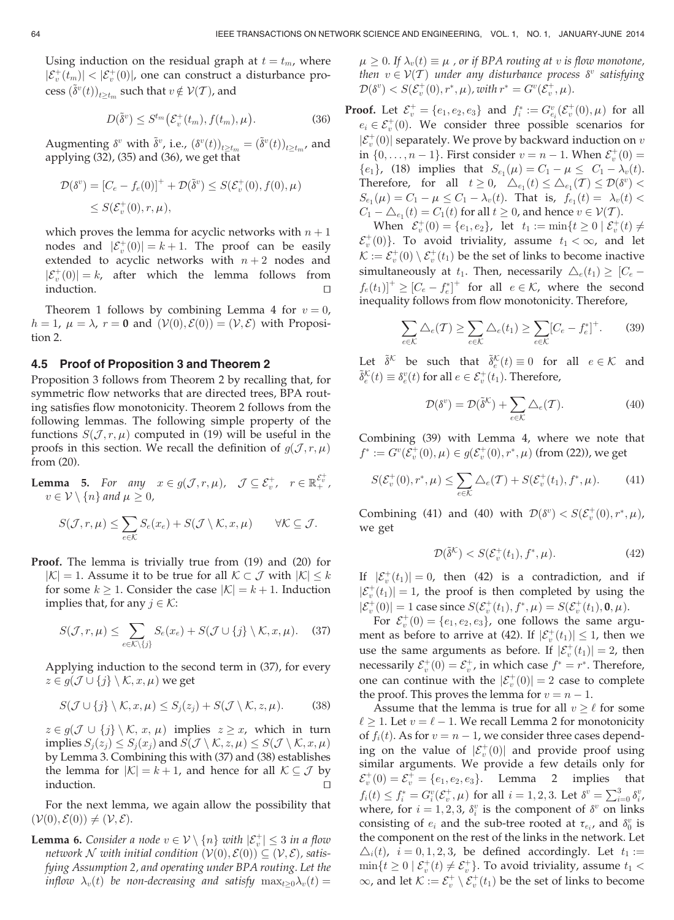Using induction on the residual graph at $t = t_m$, where $|\mathcal{E}_v^+(t_m)| < |\mathcal{E}_v^+(0)|$, one can construct a disturbance process $(\tilde{\delta}^v(t))_{t \geq t_m}$ such that $v \notin \mathcal{V}(\mathcal{T})$, and

$$D(\tilde{\delta}^v) \leq S^{t_m}\big(\mathcal{E}_v^+(t_m), f(t_m), \mu\big). \tag{36}$$

Augmenting $\delta^v$ with $\tilde{\delta}^v$, i.e., $(\delta^v(t))_{t \geq t_m} = (\tilde{\delta}^v(t))_{t \geq t_m}$, and applying (32), (35) and (36), we get that

$$\begin{aligned}\mathcal{D}(\delta^v) &= [C_e - f_e(0)]^+ + \mathcal{D}(\tilde{\delta}^v) \leq S(\mathcal{E}_v^+(0), f(0), \mu)\\ &\leq S(\mathcal{E}_v^+(0), r, \mu),\end{aligned}$$

which proves the lemma for acyclic networks with $n+1$ nodes and $|\mathcal{E}_v^+(0)| = k+1$. The proof can be easily extended to acyclic networks with $n+2$ nodes and $|\mathcal{E}_v^+(0)| = k$, after which the lemma follows from induction. $\square$

Theorem 1 follows by combining Lemma 4 for $v = 0$, $h = 1$, $\mu = \lambda$, $r = \mathbf{0}$ and $(\mathcal{V}(0), \mathcal{E}(0)) = (\mathcal{V}, \mathcal{E})$ with Proposition 2.

### 4.5 Proof of Proposition 3 and Theorem 2

Proposition 3 follows from Theorem 2 by recalling that, for symmetric flow networks that are directed trees, BPA routing satisfies flow monotonicity. Theorem 2 follows from the following lemmas. The following simple property of the functions $S(\mathcal{J}, r, \mu)$ computed in (19) will be useful in the proofs in this section. We recall the definition of $g(\mathcal{J}, r, \mu)$ from (20).

**Lemma 5.** *For any $x \in g(\mathcal{J}, r, \mu)$, $\mathcal{J} \subseteq \mathcal{E}_v^+$, $r \in \mathbb{R}_+^{\mathcal{E}_v^+}$, $v \in \mathcal{V} \setminus \{n\}$ and $\mu \geq 0$,*

$$S(\mathcal{J}, r, \mu) \leq \sum_{e \in \mathcal{K}} S_e(x_e) + S(\mathcal{J} \setminus \mathcal{K}, x, \mu) \qquad \forall \mathcal{K} \subseteq \mathcal{J}.$$

**Proof.** The lemma is trivially true from (19) and (20) for $|\mathcal{K}| = 1$. Assume it to be true for all $\mathcal{K} \subset \mathcal{J}$ with $|\mathcal{K}| \leq k$ for some $k \geq 1$. Consider the case $|\mathcal{K}| = k+1$. Induction implies that, for any $j \in \mathcal{K}$:

$$S(\mathcal{J}, r, \mu) \leq \sum_{e \in \mathcal{K} \setminus \{j\}} S_e(x_e) + S(\mathcal{J} \cup \{j\} \setminus \mathcal{K}, x, \mu). \tag{37}$$

Applying induction to the second term in (37), for every $z \in g(\mathcal{J} \cup \{j\} \setminus \mathcal{K}, x, \mu)$ we get

$$S(\mathcal{J} \cup \{j\} \setminus \mathcal{K}, x, \mu) \leq S_j(z_j) + S(\mathcal{J} \setminus \mathcal{K}, z, \mu). \tag{38}$$

$z \in g(\mathcal{J} \cup \{j\} \setminus \mathcal{K}, x, \mu)$ implies $z \geq x$, which in turn implies $S_j(z_j) \leq S_j(x_j)$ and $S(\mathcal{J} \setminus \mathcal{K}, z, \mu) \leq S(\mathcal{J} \setminus \mathcal{K}, x, \mu)$ by Lemma 3. Combining this with (37) and (38) establishes the lemma for $|\mathcal{K}| = k+1$, and hence for all $\mathcal{K} \subseteq \mathcal{J}$ by induction. $\square$

For the next lemma, we again allow the possibility that $(\mathcal{V}(0), \mathcal{E}(0)) \neq (\mathcal{V}, \mathcal{E})$.

**Lemma 6.** *Consider a node $v \in \mathcal{V} \setminus \{n\}$ with $|\mathcal{E}_v^+| \leq 3$ in a flow network $\mathcal{N}$ with initial condition $(\mathcal{V}(0), \mathcal{E}(0)) \subseteq (\mathcal{V}, \mathcal{E})$, satisfying Assumption 2, and operating under BPA routing. Let the inflow $\lambda_v(t)$ be non-decreasing and satisfy $\max_{t \geq 0} \lambda_v(t) = \mu \geq 0$. If $\lambda_v(t) \equiv \mu$, or if BPA routing at $v$ is flow monotone, then $v \in \mathcal{V}(\mathcal{T})$ under any disturbance process $\delta^v$ satisfying $\mathcal{D}(\delta^v) < S(\mathcal{E}_v^+(0), r^*, \mu)$, with $r^* = G^v(\mathcal{E}_v^+, \mu)$.*

**Proof.** Let $\mathcal{E}_v^+ = \{e_1, e_2, e_3\}$ and $f_i^* := G_{e_i}^v(\mathcal{E}_v^+(0), \mu)$ for all $e_i \in \mathcal{E}_v^+(0)$. We consider three possible scenarios for $|\mathcal{E}_v^+(0)|$ separately. We prove by backward induction on $v$ in $\{0, \dots, n-1\}$. First consider $v = n-1$. When $\mathcal{E}_v^+(0) = \{e_1\}$, (18) implies that $S_{e_1}(\mu) = C_1 - \mu \leq C_1 - \lambda_v(t)$. Therefore, for all $t \geq 0$, $\triangle_{e_1}(t) \leq \triangle_{e_1}(\mathcal{T}) \leq \mathcal{D}(\delta^v) < S_{e_1}(\mu) = C_1 - \mu \leq C_1 - \lambda_v(t)$. That is, $f_{e_1}(t) = \lambda_v(t) < C_1 - \triangle_{e_1}(t) = C_1(t)$ for all $t \geq 0$, and hence $v \in \mathcal{V}(\mathcal{T})$.

When $\mathcal{E}_v^+(0) = \{e_1, e_2\}$, let $t_1 := \min\{t \geq 0 \mid \mathcal{E}_v^+(t) \neq \mathcal{E}_v^+(0)\}$. To avoid triviality, assume $t_1 < \infty$, and let $\mathcal{K} := \mathcal{E}_v^+(0) \setminus \mathcal{E}_v^+(t_1)$ be the set of links to become inactive simultaneously at $t_1$. Then, necessarily $\triangle_e(t_1) \geq [C_e - f_e(t_1)]^+ \geq [C_e - f_e^*]^+$ for all $e \in \mathcal{K}$, where the second inequality follows from flow monotonicity. Therefore,

$$\sum_{e \in \mathcal{K}} \triangle_e(\mathcal{T}) \geq \sum_{e \in \mathcal{K}} \triangle_e(t_1) \geq \sum_{e \in \mathcal{K}} [C_e - f_e^*]^+. \tag{39}$$

Let $\tilde{\delta}^{\mathcal{K}}$ be such that $\tilde{\delta}_e^{\mathcal{K}}(t) \equiv 0$ for all $e \in \mathcal{K}$ and $\tilde{\delta}_e^{\mathcal{K}}(t) \equiv \delta_e^v(t)$ for all $e \in \mathcal{E}_v^+(t_1)$. Therefore,

$$\mathcal{D}(\delta^v) = \mathcal{D}(\tilde{\delta}^{\mathcal{K}}) + \sum_{e \in \mathcal{K}} \triangle_e(\mathcal{T}). \tag{40}$$

Combining (39) with Lemma 4, where we note that $f^* := G^v(\mathcal{E}_v^+(0), \mu) \in g(\mathcal{E}_v^+(0), r^*, \mu)$ (from (22)), we get

$$S(\mathcal{E}_v^+(0), r^*, \mu) \leq \sum_{e \in \mathcal{K}} \triangle_e(\mathcal{T}) + S(\mathcal{E}_v^+(t_1), f^*, \mu). \tag{41}$$

Combining (41) and (40) with $\mathcal{D}(\delta^v) < S(\mathcal{E}_v^+(0), r^*, \mu)$, we get

$$\mathcal{D}(\tilde{\delta}^{\mathcal{K}}) < S(\mathcal{E}_v^+(t_1), f^*, \mu). \tag{42}$$

If $|\mathcal{E}_v^+(t_1)| = 0$, then (42) is a contradiction, and if $|\mathcal{E}_v^+(t_1)| = 1$, the proof is then completed by using the $|\mathcal{E}_v^+(0)| = 1$ case since $S(\mathcal{E}_v^+(t_1), f^*, \mu) = S(\mathcal{E}_v^+(t_1), \mathbf{0}, \mu)$.

For $\mathcal{E}_v^+(0) = \{e_1, e_2, e_3\}$, one follows the same argument as before to arrive at (42). If $|\mathcal{E}_v^+(t_1)| \leq 1$, then we use the same arguments as before. If $|\mathcal{E}_v^+(t_1)| = 2$, then necessarily $\mathcal{E}_v^+(0) = \mathcal{E}_v^+$, in which case $f^* = r^*$. Therefore, one can continue with the $|\mathcal{E}_v^+(0)| = 2$ case to complete the proof. This proves the lemma for $v = n-1$.

Assume that the lemma is true for all $v \geq \ell$ for some $\ell \geq 1$. Let $v = \ell - 1$. We recall Lemma 2 for monotonicity of $f_i(t)$. As for $v = n-1$, we consider three cases depending on the value of $|\mathcal{E}_v^+(0)|$ and provide proof using similar arguments. We provide a few details only for $\mathcal{E}_v^+(0) = \mathcal{E}_v^+ = \{e_1, e_2, e_3\}$. Lemma 2 implies that $f_i(t) \leq f_i^* = G_i^v(\mathcal{E}_v^+, \mu)$ for all $i = 1, 2, 3$. Let $\delta^v = \sum_{i=0}^3 \delta_i^v$, where, for $i = 1, 2, 3$, $\delta_i^v$ is the component of $\delta^v$ on links consisting of $e_i$ and the sub-tree rooted at $\tau_{e_i}$, and $\delta_0^v$ is the component on the rest of the links in the network. Let $\triangle_i(t)$, $i = 0, 1, 2, 3$, be defined accordingly. Let $t_1 := \min\{t \geq 0 \mid \mathcal{E}_v^+(t) \neq \mathcal{E}_v^+\}$. To avoid triviality, assume $t_1 < \infty$, and let $\mathcal{K} := \mathcal{E}_v^+ \setminus \mathcal{E}_v^+(t_1)$ be the set of links to become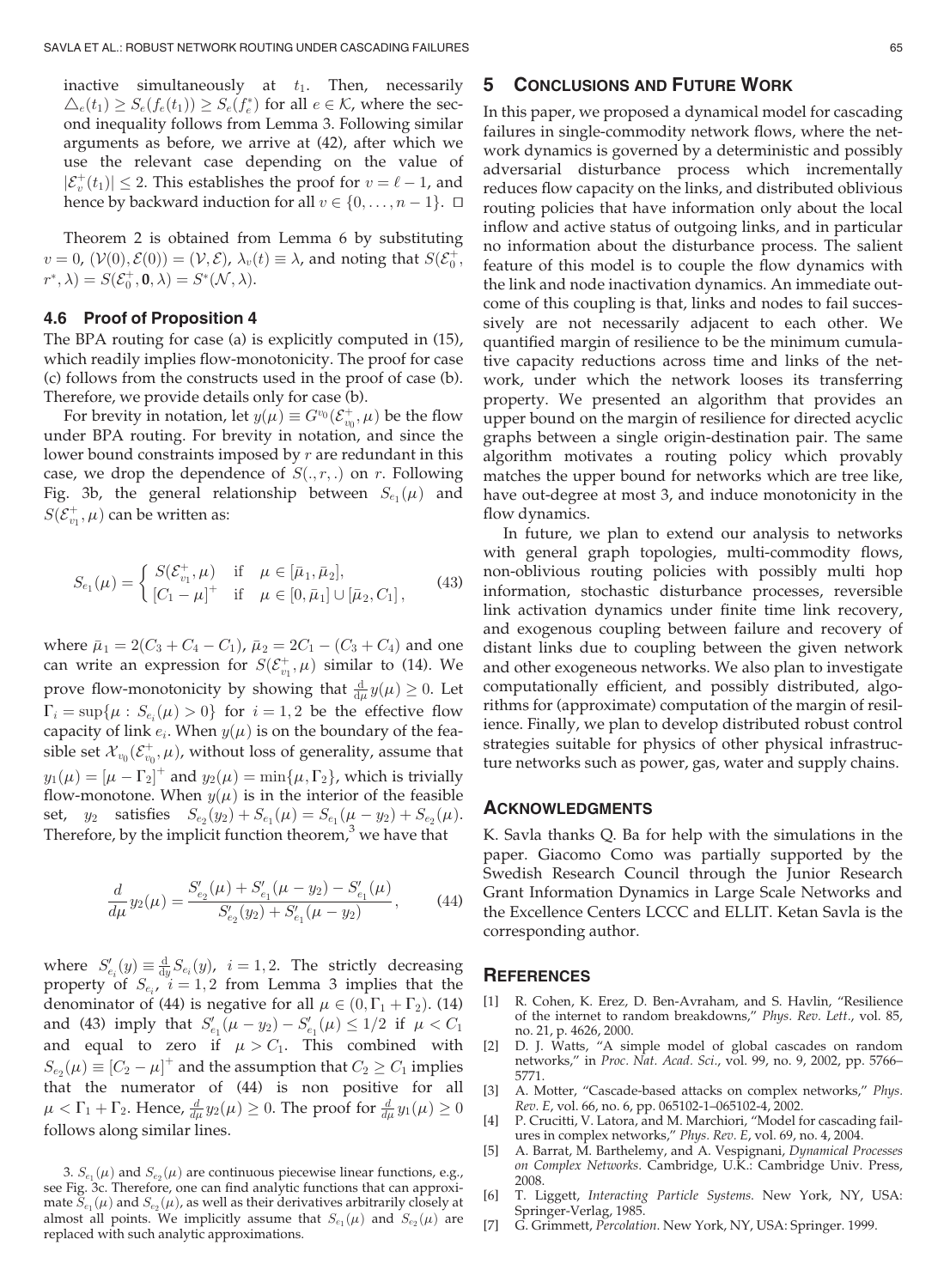inactive simultaneously at $t_1$. Then, necessarily $\triangle_e(t_1) \geq S_e(f_e(t_1)) \geq S_e(f_e^*)$ for all $e \in \mathcal{K}$, where the second inequality follows from Lemma 3. Following similar arguments as before, we arrive at (42), after which we use the relevant case depending on the value of $|\mathcal{E}_v^+(t_1)| \leq 2$. This establishes the proof for $v = \ell - 1$, and hence by backward induction for all $v \in \{0, \dots, n-1\}$. □

Theorem 2 is obtained from Lemma 6 by substituting $v = 0$, $(\mathcal{V}(0), \mathcal{E}(0)) = (\mathcal{V}, \mathcal{E})$, $\lambda_v(t) \equiv \lambda$, and noting that $S(\mathcal{E}_0^+, r^*, \lambda) = S(\mathcal{E}_0^+, \mathbf{0}, \lambda) = S^*(\mathcal{N}, \lambda)$.

### 4.6 Proof of Proposition 4

The BPA routing for case (a) is explicitly computed in (15), which readily implies flow-monotonicity. The proof for case (c) follows from the constructs used in the proof of case (b). Therefore, we provide details only for case (b).

For brevity in notation, let $y(\mu) \equiv G^{v_0}(\mathcal{E}_{v_0}^+, \mu)$ be the flow under BPA routing. For brevity in notation, and since the lower bound constraints imposed by $r$ are redundant in this case, we drop the dependence of $S(., r, .)$ on $r$. Following Fig. 3b, the general relationship between $S_{e_1}(\mu)$ and $S(\mathcal{E}_{v_1}^+, \mu)$ can be written as:

$$S_{e_1}(\mu) = \begin{cases} S(\mathcal{E}_{v_1}^+, \mu) & \text{if} \quad \mu \in [\bar{\mu}_1, \bar{\mu}_2], \\ [C_1 - \mu]^+ & \text{if} \quad \mu \in [0, \bar{\mu}_1] \cup [\bar{\mu}_2, C_1], \end{cases} \tag{43}$$

where $\bar{\mu}_1 = 2(C_3 + C_4 - C_1)$, $\bar{\mu}_2 = 2C_1 - (C_3 + C_4)$ and one can write an expression for $S(\mathcal{E}_{v_1}^+, \mu)$ similar to (14). We prove flow-monotonicity by showing that $\frac{\mathrm{d}}{\mathrm{d}\mu} y(\mu) \geq 0$. Let $\Gamma_i = \sup\{\mu : S_{e_i}(\mu) > 0\}$ for $i = 1, 2$ be the effective flow capacity of link $e_i$. When $y(\mu)$ is on the boundary of the feasible set $\mathcal{X}_{v_0}(\mathcal{E}_{v_0}^+, \mu)$, without loss of generality, assume that $y_1(\mu) = [\mu - \Gamma_2]^+$ and $y_2(\mu) = \min\{\mu, \Gamma_2\}$, which is trivially flow-monotone. When $y(\mu)$ is in the interior of the feasible set, $y_2$ satisfies $S_{e_2}(y_2) + S_{e_1}(\mu) = S_{e_1}(\mu - y_2) + S_{e_2}(\mu)$. Therefore, by the implicit function theorem,[3] we have that

$$\frac{d}{d\mu} y_2(\mu) = \frac{S'_{e_2}(\mu) + S'_{e_1}(\mu - y_2) - S'_{e_1}(\mu)}{S'_{e_2}(y_2) + S'_{e_1}(\mu - y_2)}, \tag{44}$$

where $S'_{e_i}(y) \equiv \frac{\mathrm{d}}{\mathrm{d}y} S_{e_i}(y)$, $i = 1, 2$. The strictly decreasing property of $S_{e_i}$, $i = 1, 2$ from Lemma 3 implies that the denominator of (44) is negative for all $\mu \in (0, \Gamma_1 + \Gamma_2)$. (14) and (43) imply that $S'_{e_1}(\mu - y_2) - S'_{e_1}(\mu) \leq 1/2$ if $\mu < C_1$ and equal to zero if $\mu > C_1$. This combined with $S_{e_2}(\mu) \equiv [C_2 - \mu]^+$ and the assumption that $C_2 \geq C_1$ implies that the numerator of (44) is non positive for all $\mu < \Gamma_1 + \Gamma_2$. Hence, $\frac{d}{d\mu} y_2(\mu) \geq 0$. The proof for $\frac{d}{d\mu} y_1(\mu) \geq 0$ follows along similar lines.

3. $S_{e_1}(\mu)$ and $S_{e_2}(\mu)$ are continuous piecewise linear functions, e.g., see Fig. 3c. Therefore, one can find analytic functions that can approximate $S_{e_1}(\mu)$ and $S_{e_2}(\mu)$, as well as their derivatives arbitrarily closely at almost all points. We implicitly assume that $S_{e_1}(\mu)$ and $S_{e_2}(\mu)$ are replaced with such analytic approximations.

## 5 Conclusions and Future Work

In this paper, we proposed a dynamical model for cascading failures in single-commodity network flows, where the network dynamics is governed by a deterministic and possibly adversarial disturbance process which incrementally reduces flow capacity on the links, and distributed oblivious routing policies that have information only about the local inflow and active status of outgoing links, and in particular no information about the disturbance process. The salient feature of this model is to couple the flow dynamics with the link and node inactivation dynamics. An immediate outcome of this coupling is that, links and nodes to fail successively are not necessarily adjacent to each other. We quantified margin of resilience to be the minimum cumulative capacity reductions across time and links of the network, under which the network looses its transferring property. We presented an algorithm that provides an upper bound on the margin of resilience for directed acyclic graphs between a single origin-destination pair. The same algorithm motivates a routing policy which provably matches the upper bound for networks which are tree like, have out-degree at most 3, and induce monotonicity in the flow dynamics.

In future, we plan to extend our analysis to networks with general graph topologies, multi-commodity flows, non-oblivious routing policies with possibly multi hop information, stochastic disturbance processes, reversible link activation dynamics under finite time link recovery, and exogenous coupling between failure and recovery of distant links due to coupling between the given network and other exogeneous networks. We also plan to investigate computationally efficient, and possibly distributed, algorithms for (approximate) computation of the margin of resilience. Finally, we plan to develop distributed robust control strategies suitable for physics of other physical infrastructure networks such as power, gas, water and supply chains.

## Acknowledgments

K. Savla thanks Q. Ba for help with the simulations in the paper. Giacomo Como was partially supported by the Swedish Research Council through the Junior Research Grant Information Dynamics in Large Scale Networks and the Excellence Centers LCCC and ELLIT. Ketan Savla is the corresponding author.

## References

[1] R. Cohen, K. Erez, D. Ben-Avraham, and S. Havlin, "Resilience of the internet to random breakdowns," *Phys. Rev. Lett.*, vol. 85, no. 21, p. 4626, 2000.

[2] D. J. Watts, "A simple model of global cascades on random networks," in *Proc. Nat. Acad. Sci.*, vol. 99, no. 9, 2002, pp. 5766–5771.

[3] A. Motter, "Cascade-based attacks on complex networks," *Phys. Rev. E*, vol. 66, no. 6, pp. 065102-1–065102-4, 2002.

[4] P. Crucitti, V. Latora, and M. Marchiori, "Model for cascading failures in complex networks," *Phys. Rev. E*, vol. 69, no. 4, 2004.

[5] A. Barrat, M. Barthelemy, and A. Vespignani, *Dynamical Processes on Complex Networks*. Cambridge, U.K.: Cambridge Univ. Press, 2008.

[6] T. Liggett, *Interacting Particle Systems*. New York, NY, USA: Springer-Verlag, 1985.

[7] G. Grimmett, *Percolation*. New York, NY, USA: Springer. 1999.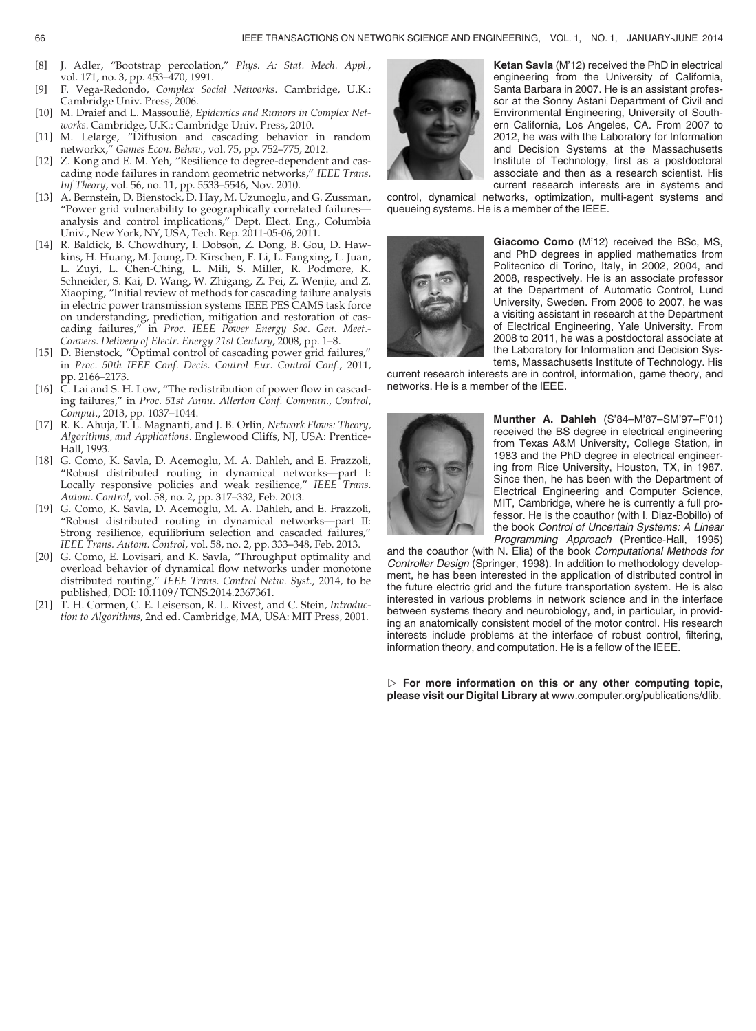[8] J. Adler, "Bootstrap percolation," *Phys. A: Stat. Mech. Appl.*, vol. 171, no. 3, pp. 453–470, 1991.

[9] F. Vega-Redondo, *Complex Social Networks*. Cambridge, U.K.: Cambridge Univ. Press, 2006.

[10] M. Draief and L. Massoulié, *Epidemics and Rumors in Complex Networks*. Cambridge, U.K.: Cambridge Univ. Press, 2010.

[11] M. Lelarge, "Diffusion and cascading behavior in random networkx," *Games Econ. Behav.*, vol. 75, pp. 752–775, 2012.

[12] Z. Kong and E. M. Yeh, "Resilience to degree-dependent and cascading node failures in random geometric networks," *IEEE Trans. Inf Theory*, vol. 56, no. 11, pp. 5533–5546, Nov. 2010.

[13] A. Bernstein, D. Bienstock, D. Hay, M. Uzunoglu, and G. Zussman, "Power grid vulnerability to geographically correlated failures—analysis and control implications," Dept. Elect. Eng., Columbia Univ., New York, NY, USA, Tech. Rep. 2011-05-06, 2011.

[14] R. Baldick, B. Chowdhury, I. Dobson, Z. Dong, B. Gou, D. Hawkins, H. Huang, M. Joung, D. Kirschen, F. Li, L. Fangxing, L. Juan, L. Zuyi, L. Chen-Ching, L. Mili, S. Miller, R. Podmore, K. Schneider, S. Kai, D. Wang, W. Zhigang, Z. Pei, Z. Wenjie, and Z. Xiaoping, "Initial review of methods for cascading failure analysis in electric power transmission systems IEEE PES CAMS task force on understanding, prediction, mitigation and restoration of cascading failures," in *Proc. IEEE Power Energy Soc. Gen. Meet.-Convers. Delivery of Electr. Energy 21st Century*, 2008, pp. 1–8.

[15] D. Bienstock, "Optimal control of cascading power grid failures," in *Proc. 50th IEEE Conf. Decis. Control Eur. Control Conf.*, 2011, pp. 2166–2173.

[16] C. Lai and S. H. Low, "The redistribution of power flow in cascading failures," in *Proc. 51st Annu. Allerton Conf. Commun., Control, Comput.*, 2013, pp. 1037–1044.

[17] R. K. Ahuja, T. L. Magnanti, and J. B. Orlin, *Network Flows: Theory, Algorithms, and Applications*. Englewood Cliffs, NJ, USA: Prentice-Hall, 1993.

[18] G. Como, K. Savla, D. Acemoglu, M. A. Dahleh, and E. Frazzoli, "Robust distributed routing in dynamical networks—part I: Locally responsive policies and weak resilience," *IEEE Trans. Autom. Control*, vol. 58, no. 2, pp. 317–332, Feb. 2013.

[19] G. Como, K. Savla, D. Acemoglu, M. A. Dahleh, and E. Frazzoli, "Robust distributed routing in dynamical networks—part II: Strong resilience, equilibrium selection and cascaded failures," *IEEE Trans. Autom. Control*, vol. 58, no. 2, pp. 333–348, Feb. 2013.

[20] G. Como, E. Lovisari, and K. Savla, "Throughput optimality and overload behavior of dynamical flow networks under monotone distributed routing," *IEEE Trans. Control Netw. Syst.*, 2014, to be published, DOI: 10.1109/TCNS.2014.2367361.

[21] T. H. Cormen, C. E. Leiserson, R. L. Rivest, and C. Stein, *Introduction to Algorithms*, 2nd ed. Cambridge, MA, USA: MIT Press, 2001.

**Ketan Savla** (M'12) received the PhD in electrical engineering from the University of California, Santa Barbara in 2007. He is an assistant professor at the Sonny Astani Department of Civil and Environmental Engineering, University of Southern California, Los Angeles, CA. From 2007 to 2012, he was with the Laboratory for Information and Decision Systems at the Massachusetts Institute of Technology, first as a postdoctoral associate and then as a research scientist. His current research interests are in systems and control, dynamical networks, optimization, multi-agent systems and queueing systems. He is a member of the IEEE.

**Giacomo Como** (M'12) received the BSc, MS, and PhD degrees in applied mathematics from Politecnico di Torino, Italy, in 2002, 2004, and 2008, respectively. He is an associate professor at the Department of Automatic Control, Lund University, Sweden. From 2006 to 2007, he was a visiting assistant in research at the Department of Electrical Engineering, Yale University. From 2008 to 2011, he was a postdoctoral associate at the Laboratory for Information and Decision Systems, Massachusetts Institute of Technology. His current research interests are in control, information, game theory, and networks. He is a member of the IEEE.

**Munther A. Dahleh** (S'84–M'87–SM'97–F'01) received the BS degree in electrical engineering from Texas A&M University, College Station, in 1983 and the PhD degree in electrical engineering from Rice University, Houston, TX, in 1987. Since then, he has been with the Department of Electrical Engineering and Computer Science, MIT, Cambridge, where he is currently a full professor. He is the coauthor (with I. Diaz-Bobillo) of the book *Control of Uncertain Systems: A Linear Programming Approach* (Prentice-Hall, 1995) and the coauthor (with N. Elia) of the book *Computational Methods for Controller Design* (Springer, 1998). In addition to methodology development, he has been interested in the application of distributed control in the future electric grid and the future transportation system. He is also interested in various problems in network science and in the interface between systems theory and neurobiology, and, in particular, in providing an anatomically consistent model of the motor control. His research interests include problems at the interface of robust control, filtering, information theory, and computation. He is a fellow of the IEEE.

▷ **For more information on this or any other computing topic, please visit our Digital Library at** www.computer.org/publications/dlib.